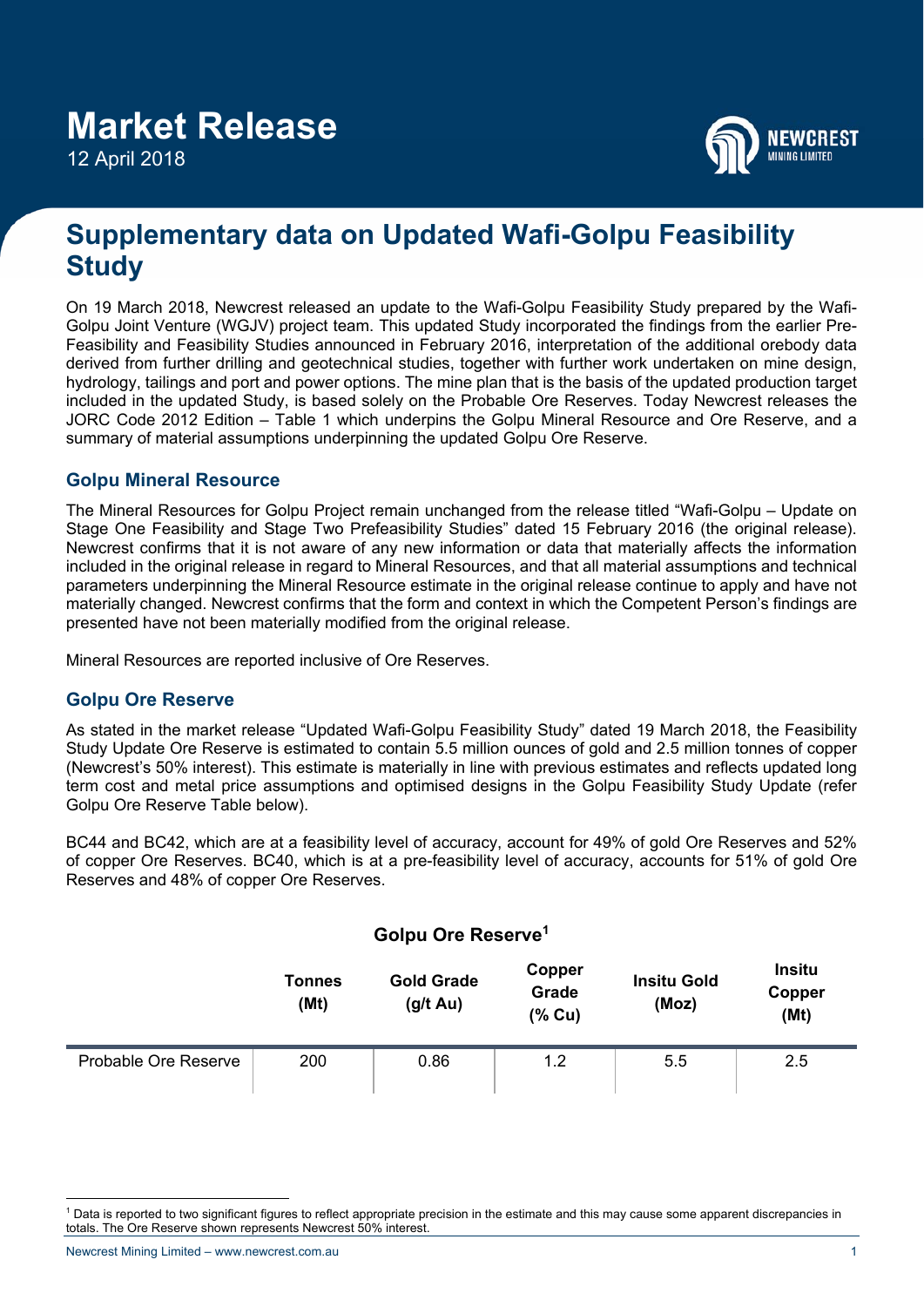# Market Release

12 April 2018

## Supplementary data on Updated Wafi-Golpu Feasibility Study

On 19 March 2018, Newcrest released an update to the Wafi-Golpu Feasibility Study prepared by the Wafi-Golpu Joint Venture (WGJV) project team. This updated Study incorporated the findings from the earlier Pre-Feasibility and Feasibility Studies announced in February 2016, interpretation of the additional orebody data derived from further drilling and geotechnical studies, together with further work undertaken on mine design, hydrology, tailings and port and power options. The mine plan that is the basis of the updated production target included in the updated Study, is based solely on the Probable Ore Reserves. Today Newcrest releases the JORC Code 2012 Edition – Table 1 which underpins the Golpu Mineral Resource and Ore Reserve, and a summary of material assumptions underpinning the updated Golpu Ore Reserve.

### Golpu Mineral Resource

The Mineral Resources for Golpu Project remain unchanged from the release titled "Wafi-Golpu – Update on Stage One Feasibility and Stage Two Prefeasibility Studies" dated 15 February 2016 (the original release). Newcrest confirms that it is not aware of any new information or data that materially affects the information included in the original release in regard to Mineral Resources, and that all material assumptions and technical parameters underpinning the Mineral Resource estimate in the original release continue to apply and have not materially changed. Newcrest confirms that the form and context in which the Competent Person's findings are presented have not been materially modified from the original release.

Mineral Resources are reported inclusive of Ore Reserves.

### Golpu Ore Reserve

As stated in the market release "Updated Wafi-Golpu Feasibility Study" dated 19 March 2018, the Feasibility Study Update Ore Reserve is estimated to contain 5.5 million ounces of gold and 2.5 million tonnes of copper (Newcrest's 50% interest). This estimate is materially in line with previous estimates and reflects updated long term cost and metal price assumptions and optimised designs in the Golpu Feasibility Study Update (refer Golpu Ore Reserve Table below).

BC44 and BC42, which are at a feasibility level of accuracy, account for 49% of gold Ore Reserves and 52% of copper Ore Reserves. BC40, which is at a pre-feasibility level of accuracy, accounts for 51% of gold Ore Reserves and 48% of copper Ore Reserves.

**Golpu Ore Reserve[1]**

| | Tonnes (Mt) | Gold Grade (g/t Au) | Copper Grade (% Cu) | Insitu Gold (Moz) | Insitu Copper (Mt) |
|---|---|---|---|---|---|
| Probable Ore Reserve | 200 | 0.86 | 1.2 | 5.5 | 2.5 |

[1] Data is reported to two significant figures to reflect appropriate precision in the estimate and this may cause some apparent discrepancies in totals. The Ore Reserve shown represents Newcrest 50% interest.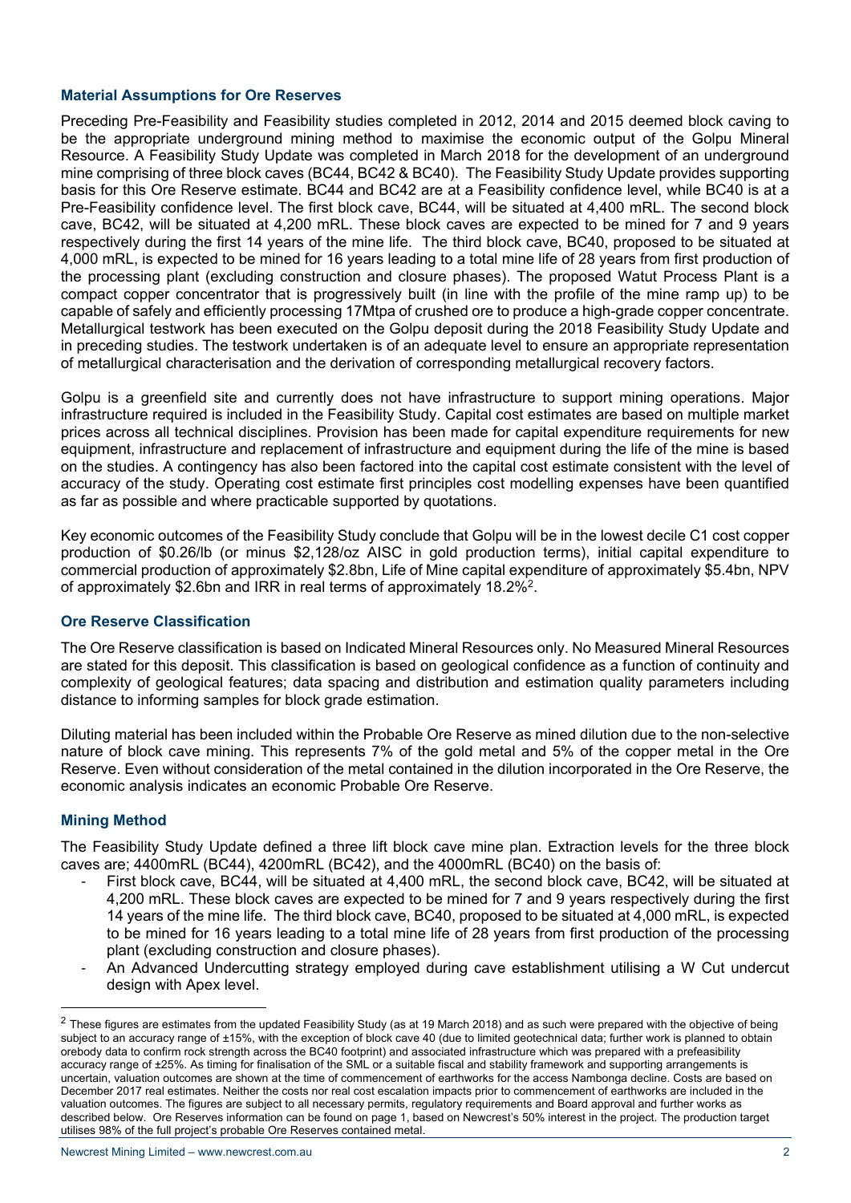### Material Assumptions for Ore Reserves

Preceding Pre-Feasibility and Feasibility studies completed in 2012, 2014 and 2015 deemed block caving to be the appropriate underground mining method to maximise the economic output of the Golpu Mineral Resource. A Feasibility Study Update was completed in March 2018 for the development of an underground mine comprising of three block caves (BC44, BC42 & BC40). The Feasibility Study Update provides supporting basis for this Ore Reserve estimate. BC44 and BC42 are at a Feasibility confidence level, while BC40 is at a Pre-Feasibility confidence level. The first block cave, BC44, will be situated at 4,400 mRL. The second block cave, BC42, will be situated at 4,200 mRL. These block caves are expected to be mined for 7 and 9 years respectively during the first 14 years of the mine life. The third block cave, BC40, proposed to be situated at 4,000 mRL, is expected to be mined for 16 years leading to a total mine life of 28 years from first production of the processing plant (excluding construction and closure phases). The proposed Watut Process Plant is a compact copper concentrator that is progressively built (in line with the profile of the mine ramp up) to be capable of safely and efficiently processing 17Mtpa of crushed ore to produce a high-grade copper concentrate. Metallurgical testwork has been executed on the Golpu deposit during the 2018 Feasibility Study Update and in preceding studies. The testwork undertaken is of an adequate level to ensure an appropriate representation of metallurgical characterisation and the derivation of corresponding metallurgical recovery factors.

Golpu is a greenfield site and currently does not have infrastructure to support mining operations. Major infrastructure required is included in the Feasibility Study. Capital cost estimates are based on multiple market prices across all technical disciplines. Provision has been made for capital expenditure requirements for new equipment, infrastructure and replacement of infrastructure and equipment during the life of the mine is based on the studies. A contingency has also been factored into the capital cost estimate consistent with the level of accuracy of the study. Operating cost estimate first principles cost modelling expenses have been quantified as far as possible and where practicable supported by quotations.

Key economic outcomes of the Feasibility Study conclude that Golpu will be in the lowest decile C1 cost copper production of $0.26/lb (or minus $2,128/oz AISC in gold production terms), initial capital expenditure to commercial production of approximately $2.8bn, Life of Mine capital expenditure of approximately $5.4bn, NPV of approximately $2.6bn and IRR in real terms of approximately 18.2%[2].

### Ore Reserve Classification

The Ore Reserve classification is based on Indicated Mineral Resources only. No Measured Mineral Resources are stated for this deposit. This classification is based on geological confidence as a function of continuity and complexity of geological features; data spacing and distribution and estimation quality parameters including distance to informing samples for block grade estimation.

Diluting material has been included within the Probable Ore Reserve as mined dilution due to the non-selective nature of block cave mining. This represents 7% of the gold metal and 5% of the copper metal in the Ore Reserve. Even without consideration of the metal contained in the dilution incorporated in the Ore Reserve, the economic analysis indicates an economic Probable Ore Reserve.

### Mining Method

The Feasibility Study Update defined a three lift block cave mine plan. Extraction levels for the three block caves are; 4400mRL (BC44), 4200mRL (BC42), and the 4000mRL (BC40) on the basis of:

- First block cave, BC44, will be situated at 4,400 mRL, the second block cave, BC42, will be situated at 4,200 mRL. These block caves are expected to be mined for 7 and 9 years respectively during the first 14 years of the mine life. The third block cave, BC40, proposed to be situated at 4,000 mRL, is expected to be mined for 16 years leading to a total mine life of 28 years from first production of the processing plant (excluding construction and closure phases).
- An Advanced Undercutting strategy employed during cave establishment utilising a W Cut undercut design with Apex level.

---

[2] These figures are estimates from the updated Feasibility Study (as at 19 March 2018) and as such were prepared with the objective of being subject to an accuracy range of ±15%, with the exception of block cave 40 (due to limited geotechnical data; further work is planned to obtain orebody data to confirm rock strength across the BC40 footprint) and associated infrastructure which was prepared with a prefeasibility accuracy range of ±25%. As timing for finalisation of the SML or a suitable fiscal and stability framework and supporting arrangements is uncertain, valuation outcomes are shown at the time of commencement of earthworks for the access Nambonga decline. Costs are based on December 2017 real estimates. Neither the costs nor real cost escalation impacts prior to commencement of earthworks are included in the valuation outcomes. The figures are subject to all necessary permits, regulatory requirements and Board approval and further works as described below. Ore Reserves information can be found on page 1, based on Newcrest's 50% interest in the project. The production target utilises 98% of the full project's probable Ore Reserves contained metal.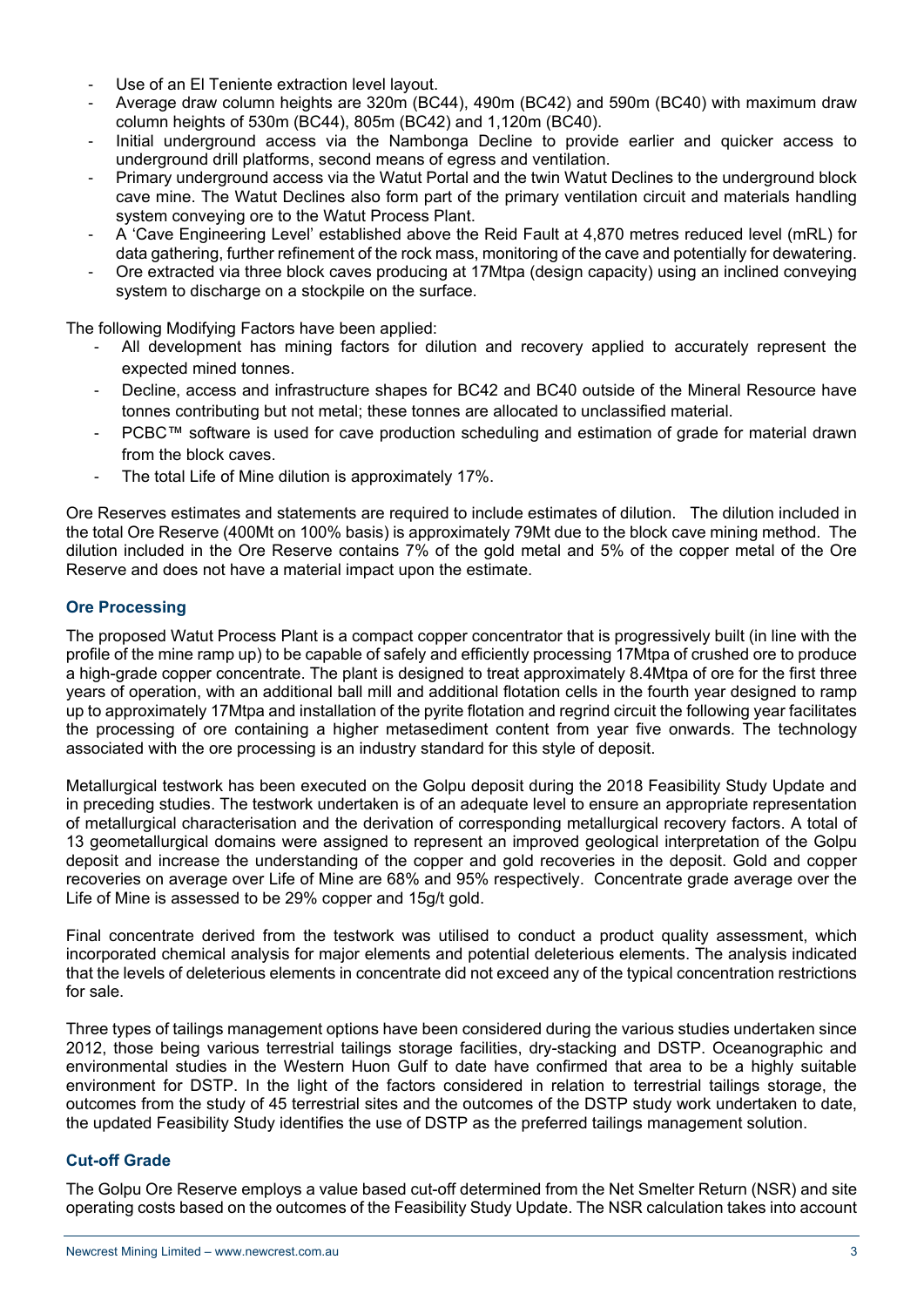- Use of an El Teniente extraction level layout.
- Average draw column heights are 320m (BC44), 490m (BC42) and 590m (BC40) with maximum draw column heights of 530m (BC44), 805m (BC42) and 1,120m (BC40).
- Initial underground access via the Nambonga Decline to provide earlier and quicker access to underground drill platforms, second means of egress and ventilation.
- Primary underground access via the Watut Portal and the twin Watut Declines to the underground block cave mine. The Watut Declines also form part of the primary ventilation circuit and materials handling system conveying ore to the Watut Process Plant.
- A 'Cave Engineering Level' established above the Reid Fault at 4,870 metres reduced level (mRL) for data gathering, further refinement of the rock mass, monitoring of the cave and potentially for dewatering.
- Ore extracted via three block caves producing at 17Mtpa (design capacity) using an inclined conveying system to discharge on a stockpile on the surface.

The following Modifying Factors have been applied:

- All development has mining factors for dilution and recovery applied to accurately represent the expected mined tonnes.
- Decline, access and infrastructure shapes for BC42 and BC40 outside of the Mineral Resource have tonnes contributing but not metal; these tonnes are allocated to unclassified material.
- PCBC™ software is used for cave production scheduling and estimation of grade for material drawn from the block caves.
- The total Life of Mine dilution is approximately 17%.

Ore Reserves estimates and statements are required to include estimates of dilution. The dilution included in the total Ore Reserve (400Mt on 100% basis) is approximately 79Mt due to the block cave mining method. The dilution included in the Ore Reserve contains 7% of the gold metal and 5% of the copper metal of the Ore Reserve and does not have a material impact upon the estimate.

## Ore Processing

The proposed Watut Process Plant is a compact copper concentrator that is progressively built (in line with the profile of the mine ramp up) to be capable of safely and efficiently processing 17Mtpa of crushed ore to produce a high-grade copper concentrate. The plant is designed to treat approximately 8.4Mtpa of ore for the first three years of operation, with an additional ball mill and additional flotation cells in the fourth year designed to ramp up to approximately 17Mtpa and installation of the pyrite flotation and regrind circuit the following year facilitates the processing of ore containing a higher metasediment content from year five onwards. The technology associated with the ore processing is an industry standard for this style of deposit.

Metallurgical testwork has been executed on the Golpu deposit during the 2018 Feasibility Study Update and in preceding studies. The testwork undertaken is of an adequate level to ensure an appropriate representation of metallurgical characterisation and the derivation of corresponding metallurgical recovery factors. A total of 13 geometallurgical domains were assigned to represent an improved geological interpretation of the Golpu deposit and increase the understanding of the copper and gold recoveries in the deposit. Gold and copper recoveries on average over Life of Mine are 68% and 95% respectively. Concentrate grade average over the Life of Mine is assessed to be 29% copper and 15g/t gold.

Final concentrate derived from the testwork was utilised to conduct a product quality assessment, which incorporated chemical analysis for major elements and potential deleterious elements. The analysis indicated that the levels of deleterious elements in concentrate did not exceed any of the typical concentration restrictions for sale.

Three types of tailings management options have been considered during the various studies undertaken since 2012, those being various terrestrial tailings storage facilities, dry-stacking and DSTP. Oceanographic and environmental studies in the Western Huon Gulf to date have confirmed that area to be a highly suitable environment for DSTP. In the light of the factors considered in relation to terrestrial tailings storage, the outcomes from the study of 45 terrestrial sites and the outcomes of the DSTP study work undertaken to date, the updated Feasibility Study identifies the use of DSTP as the preferred tailings management solution.

## Cut-off Grade

The Golpu Ore Reserve employs a value based cut-off determined from the Net Smelter Return (NSR) and site operating costs based on the outcomes of the Feasibility Study Update. The NSR calculation takes into account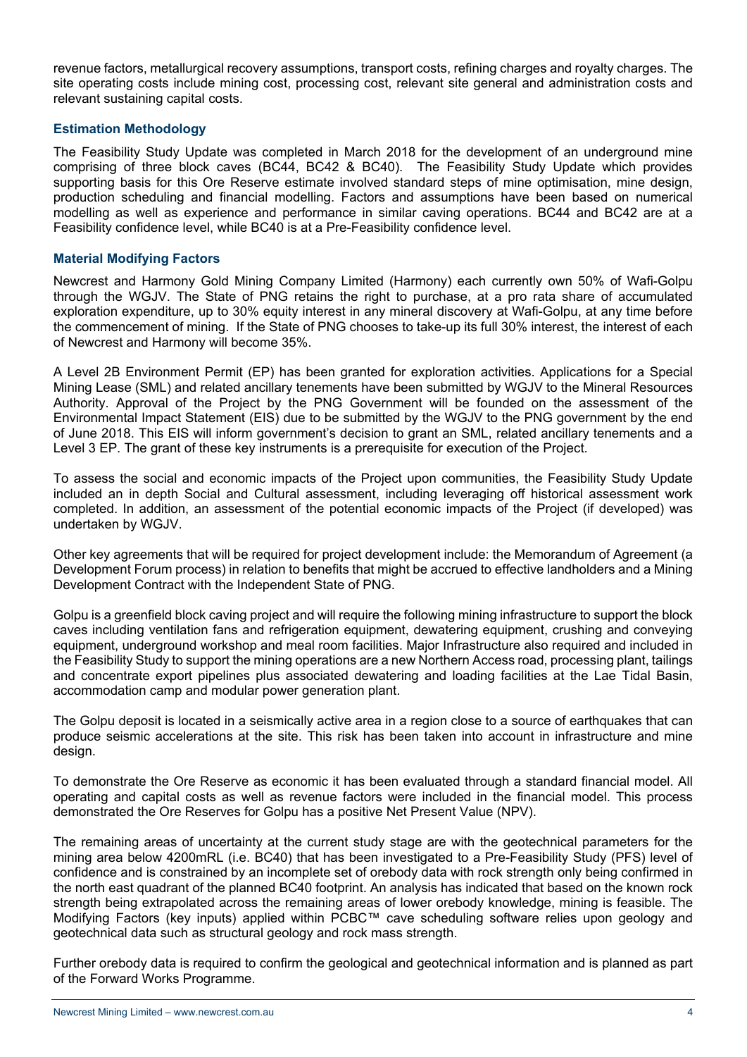revenue factors, metallurgical recovery assumptions, transport costs, refining charges and royalty charges. The site operating costs include mining cost, processing cost, relevant site general and administration costs and relevant sustaining capital costs.

### Estimation Methodology

The Feasibility Study Update was completed in March 2018 for the development of an underground mine comprising of three block caves (BC44, BC42 & BC40). The Feasibility Study Update which provides supporting basis for this Ore Reserve estimate involved standard steps of mine optimisation, mine design, production scheduling and financial modelling. Factors and assumptions have been based on numerical modelling as well as experience and performance in similar caving operations. BC44 and BC42 are at a Feasibility confidence level, while BC40 is at a Pre-Feasibility confidence level.

### Material Modifying Factors

Newcrest and Harmony Gold Mining Company Limited (Harmony) each currently own 50% of Wafi-Golpu through the WGJV. The State of PNG retains the right to purchase, at a pro rata share of accumulated exploration expenditure, up to 30% equity interest in any mineral discovery at Wafi-Golpu, at any time before the commencement of mining. If the State of PNG chooses to take-up its full 30% interest, the interest of each of Newcrest and Harmony will become 35%.

A Level 2B Environment Permit (EP) has been granted for exploration activities. Applications for a Special Mining Lease (SML) and related ancillary tenements have been submitted by WGJV to the Mineral Resources Authority. Approval of the Project by the PNG Government will be founded on the assessment of the Environmental Impact Statement (EIS) due to be submitted by the WGJV to the PNG government by the end of June 2018. This EIS will inform government's decision to grant an SML, related ancillary tenements and a Level 3 EP. The grant of these key instruments is a prerequisite for execution of the Project.

To assess the social and economic impacts of the Project upon communities, the Feasibility Study Update included an in depth Social and Cultural assessment, including leveraging off historical assessment work completed. In addition, an assessment of the potential economic impacts of the Project (if developed) was undertaken by WGJV.

Other key agreements that will be required for project development include: the Memorandum of Agreement (a Development Forum process) in relation to benefits that might be accrued to effective landholders and a Mining Development Contract with the Independent State of PNG.

Golpu is a greenfield block caving project and will require the following mining infrastructure to support the block caves including ventilation fans and refrigeration equipment, dewatering equipment, crushing and conveying equipment, underground workshop and meal room facilities. Major Infrastructure also required and included in the Feasibility Study to support the mining operations are a new Northern Access road, processing plant, tailings and concentrate export pipelines plus associated dewatering and loading facilities at the Lae Tidal Basin, accommodation camp and modular power generation plant.

The Golpu deposit is located in a seismically active area in a region close to a source of earthquakes that can produce seismic accelerations at the site. This risk has been taken into account in infrastructure and mine design.

To demonstrate the Ore Reserve as economic it has been evaluated through a standard financial model. All operating and capital costs as well as revenue factors were included in the financial model. This process demonstrated the Ore Reserves for Golpu has a positive Net Present Value (NPV).

The remaining areas of uncertainty at the current study stage are with the geotechnical parameters for the mining area below 4200mRL (i.e. BC40) that has been investigated to a Pre-Feasibility Study (PFS) level of confidence and is constrained by an incomplete set of orebody data with rock strength only being confirmed in the north east quadrant of the planned BC40 footprint. An analysis has indicated that based on the known rock strength being extrapolated across the remaining areas of lower orebody knowledge, mining is feasible. The Modifying Factors (key inputs) applied within PCBC™ cave scheduling software relies upon geology and geotechnical data such as structural geology and rock mass strength.

Further orebody data is required to confirm the geological and geotechnical information and is planned as part of the Forward Works Programme.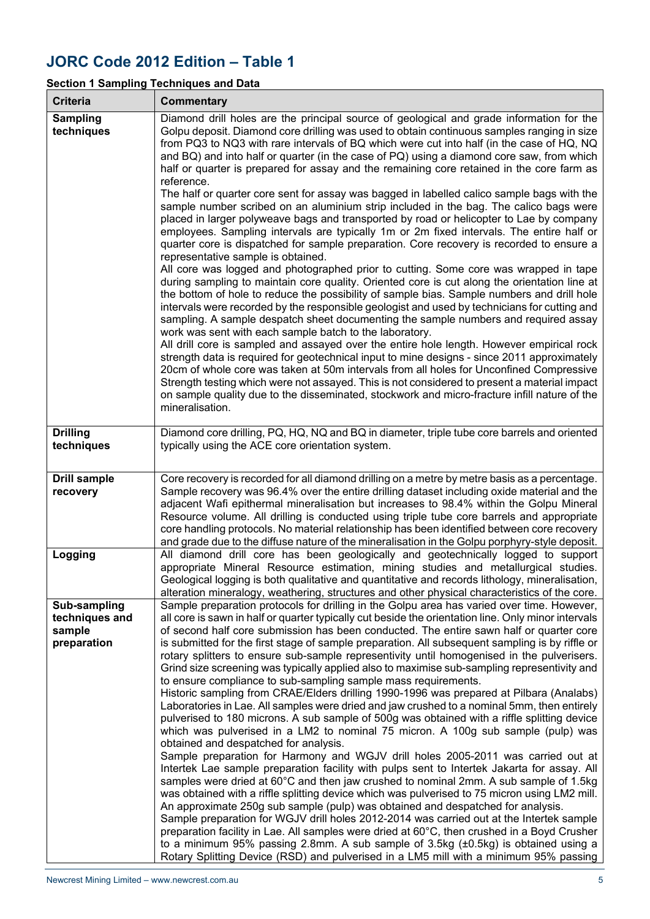## JORC Code 2012 Edition – Table 1

### Section 1 Sampling Techniques and Data

| Criteria | Commentary |
|---|---|
| **Sampling techniques** | Diamond drill holes are the principal source of geological and grade information for the Golpu deposit. Diamond core drilling was used to obtain continuous samples ranging in size from PQ3 to NQ3 with rare intervals of BQ which were cut into half (in the case of HQ, NQ and BQ) and into half or quarter (in the case of PQ) using a diamond core saw, from which half or quarter is prepared for assay and the remaining core retained in the core farm as reference.<br>The half or quarter core sent for assay was bagged in labelled calico sample bags with the sample number scribed on an aluminium strip included in the bag. The calico bags were placed in larger polyweave bags and transported by road or helicopter to Lae by company employees. Sampling intervals are typically 1m or 2m fixed intervals. The entire half or quarter core is dispatched for sample preparation. Core recovery is recorded to ensure a representative sample is obtained.<br>All core was logged and photographed prior to cutting. Some core was wrapped in tape during sampling to maintain core quality. Oriented core is cut along the orientation line at the bottom of hole to reduce the possibility of sample bias. Sample numbers and drill hole intervals were recorded by the responsible geologist and used by technicians for cutting and sampling. A sample despatch sheet documenting the sample numbers and required assay work was sent with each sample batch to the laboratory.<br>All drill core is sampled and assayed over the entire hole length. However empirical rock strength data is required for geotechnical input to mine designs - since 2011 approximately 20cm of whole core was taken at 50m intervals from all holes for Unconfined Compressive Strength testing which were not assayed. This is not considered to present a material impact on sample quality due to the disseminated, stockwork and micro-fracture infill nature of the mineralisation. |
| **Drilling techniques** | Diamond core drilling, PQ, HQ, NQ and BQ in diameter, triple tube core barrels and oriented typically using the ACE core orientation system. |
| **Drill sample recovery** | Core recovery is recorded for all diamond drilling on a metre by metre basis as a percentage. Sample recovery was 96.4% over the entire drilling dataset including oxide material and the adjacent Wafi epithermal mineralisation but increases to 98.4% within the Golpu Mineral Resource volume. All drilling is conducted using triple tube core barrels and appropriate core handling protocols. No material relationship has been identified between core recovery and grade due to the diffuse nature of the mineralisation in the Golpu porphyry-style deposit. |
| **Logging** | All diamond drill core has been geologically and geotechnically logged to support appropriate Mineral Resource estimation, mining studies and metallurgical studies. Geological logging is both qualitative and quantitative and records lithology, mineralisation, alteration mineralogy, weathering, structures and other physical characteristics of the core. |
| **Sub-sampling techniques and sample preparation** | Sample preparation protocols for drilling in the Golpu area has varied over time. However, all core is sawn in half or quarter typically cut beside the orientation line. Only minor intervals of second half core submission has been conducted. The entire sawn half or quarter core is submitted for the first stage of sample preparation. All subsequent sampling is by riffle or rotary splitters to ensure sub-sample representivity until homogenised in the pulverisers. Grind size screening was typically applied also to maximise sub-sampling representivity and to ensure compliance to sub-sampling sample mass requirements.<br>Historic sampling from CRAE/Elders drilling 1990-1996 was prepared at Pilbara (Analabs) Laboratories in Lae. All samples were dried and jaw crushed to a nominal 5mm, then entirely pulverised to 180 microns. A sub sample of 500g was obtained with a riffle splitting device which was pulverised in a LM2 to nominal 75 micron. A 100g sub sample (pulp) was obtained and despatched for analysis.<br>Sample preparation for Harmony and WGJV drill holes 2005-2011 was carried out at Intertek Lae sample preparation facility with pulps sent to Intertek Jakarta for assay. All samples were dried at 60°C and then jaw crushed to nominal 2mm. A sub sample of 1.5kg was obtained with a riffle splitting device which was pulverised to 75 micron using LM2 mill. An approximate 250g sub sample (pulp) was obtained and despatched for analysis.<br>Sample preparation for WGJV drill holes 2012-2014 was carried out at the Intertek sample preparation facility in Lae. All samples were dried at 60°C, then crushed in a Boyd Crusher to a minimum 95% passing 2.8mm. A sub sample of 3.5kg (±0.5kg) is obtained using a Rotary Splitting Device (RSD) and pulverised in a LM5 mill with a minimum 95% passing |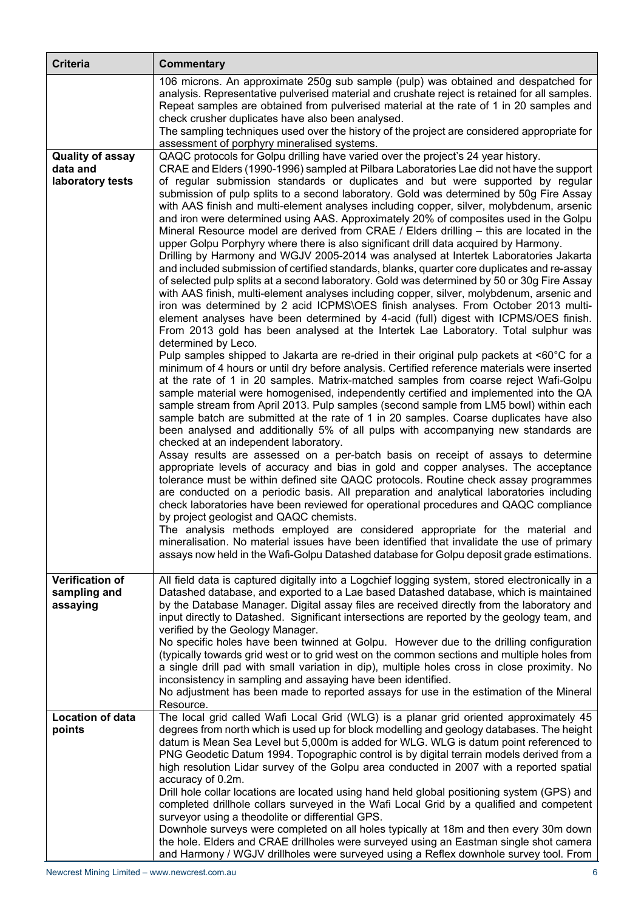| Criteria | Commentary |
| --- | --- |
| | 106 microns. An approximate 250g sub sample (pulp) was obtained and despatched for analysis. Representative pulverised material and crushate reject is retained for all samples. Repeat samples are obtained from pulverised material at the rate of 1 in 20 samples and check crusher duplicates have also been analysed.<br>The sampling techniques used over the history of the project are considered appropriate for assessment of porphyry mineralised systems. |
| **Quality of assay data and laboratory tests** | QAQC protocols for Golpu drilling have varied over the project's 24 year history.<br>CRAE and Elders (1990-1996) sampled at Pilbara Laboratories Lae did not have the support of regular submission standards or duplicates and but were supported by regular submission of pulp splits to a second laboratory. Gold was determined by 50g Fire Assay with AAS finish and multi-element analyses including copper, silver, molybdenum, arsenic and iron were determined using AAS. Approximately 20% of composites used in the Golpu Mineral Resource model are derived from CRAE / Elders drilling – this are located in the upper Golpu Porphyry where there is also significant drill data acquired by Harmony.<br>Drilling by Harmony and WGJV 2005-2014 was analysed at Intertek Laboratories Jakarta and included submission of certified standards, blanks, quarter core duplicates and re-assay of selected pulp splits at a second laboratory. Gold was determined by 50 or 30g Fire Assay with AAS finish, multi-element analyses including copper, silver, molybdenum, arsenic and iron was determined by 2 acid ICPMS\OES finish analyses. From October 2013 multi-element analyses have been determined by 4-acid (full) digest with ICPMS/OES finish. From 2013 gold has been analysed at the Intertek Lae Laboratory. Total sulphur was determined by Leco.<br>Pulp samples shipped to Jakarta are re-dried in their original pulp packets at <60°C for a minimum of 4 hours or until dry before analysis. Certified reference materials were inserted at the rate of 1 in 20 samples. Matrix-matched samples from coarse reject Wafi-Golpu sample material were homogenised, independently certified and implemented into the QA sample stream from April 2013. Pulp samples (second sample from LM5 bowl) within each sample batch are submitted at the rate of 1 in 20 samples. Coarse duplicates have also been analysed and additionally 5% of all pulps with accompanying new standards are checked at an independent laboratory.<br>Assay results are assessed on a per-batch basis on receipt of assays to determine appropriate levels of accuracy and bias in gold and copper analyses. The acceptance tolerance must be within defined site QAQC protocols. Routine check assay programmes are conducted on a periodic basis. All preparation and analytical laboratories including check laboratories have been reviewed for operational procedures and QAQC compliance by project geologist and QAQC chemists.<br>The analysis methods employed are considered appropriate for the material and mineralisation. No material issues have been identified that invalidate the use of primary assays now held in the Wafi-Golpu Datashed database for Golpu deposit grade estimations. |
| **Verification of sampling and assaying** | All field data is captured digitally into a Logchief logging system, stored electronically in a Datashed database, and exported to a Lae based Datashed database, which is maintained by the Database Manager. Digital assay files are received directly from the laboratory and input directly to Datashed. Significant intersections are reported by the geology team, and verified by the Geology Manager.<br>No specific holes have been twinned at Golpu. However due to the drilling configuration (typically towards grid west or to grid west on the common sections and multiple holes from a single drill pad with small variation in dip), multiple holes cross in close proximity. No inconsistency in sampling and assaying have been identified.<br>No adjustment has been made to reported assays for use in the estimation of the Mineral Resource. |
| **Location of data points** | The local grid called Wafi Local Grid (WLG) is a planar grid oriented approximately 45 degrees from north which is used up for block modelling and geology databases. The height datum is Mean Sea Level but 5,000m is added for WLG. WLG is datum point referenced to PNG Geodetic Datum 1994. Topographic control is by digital terrain models derived from a high resolution Lidar survey of the Golpu area conducted in 2007 with a reported spatial accuracy of 0.2m.<br>Drill hole collar locations are located using hand held global positioning system (GPS) and completed drillhole collars surveyed in the Wafi Local Grid by a qualified and competent surveyor using a theodolite or differential GPS.<br>Downhole surveys were completed on all holes typically at 18m and then every 30m down the hole. Elders and CRAE drillholes were surveyed using an Eastman single shot camera and Harmony / WGJV drillholes were surveyed using a Reflex downhole survey tool. From |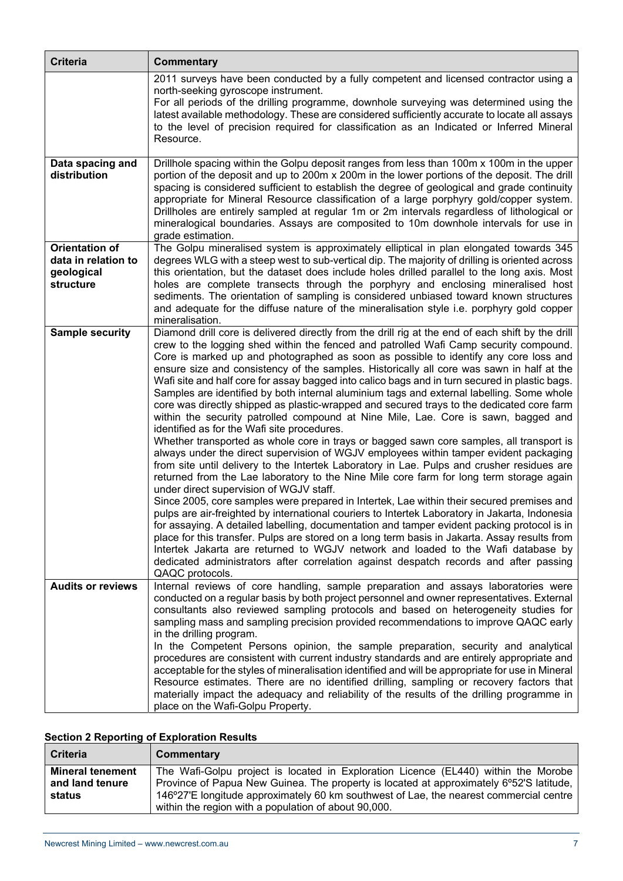| Criteria | Commentary |
| --- | --- |
| | 2011 surveys have been conducted by a fully competent and licensed contractor using a north-seeking gyroscope instrument. For all periods of the drilling programme, downhole surveying was determined using the latest available methodology. These are considered sufficiently accurate to locate all assays to the level of precision required for classification as an Indicated or Inferred Mineral Resource. |
| **Data spacing and distribution** | Drillhole spacing within the Golpu deposit ranges from less than 100m x 100m in the upper portion of the deposit and up to 200m x 200m in the lower portions of the deposit. The drill spacing is considered sufficient to establish the degree of geological and grade continuity appropriate for Mineral Resource classification of a large porphyry gold/copper system. Drillholes are entirely sampled at regular 1m or 2m intervals regardless of lithological or mineralogical boundaries. Assays are composited to 10m downhole intervals for use in grade estimation. |
| **Orientation of data in relation to geological structure** | The Golpu mineralised system is approximately elliptical in plan elongated towards 345 degrees WLG with a steep west to sub-vertical dip. The majority of drilling is oriented across this orientation, but the dataset does include holes drilled parallel to the long axis. Most holes are complete transects through the porphyry and enclosing mineralised host sediments. The orientation of sampling is considered unbiased toward known structures and adequate for the diffuse nature of the mineralisation style i.e. porphyry gold copper mineralisation. |
| **Sample security** | Diamond drill core is delivered directly from the drill rig at the end of each shift by the drill crew to the logging shed within the fenced and patrolled Wafi Camp security compound. Core is marked up and photographed as soon as possible to identify any core loss and ensure size and consistency of the samples. Historically all core was sawn in half at the Wafi site and half core for assay bagged into calico bags and in turn secured in plastic bags. Samples are identified by both internal aluminium tags and external labelling. Some whole core was directly shipped as plastic-wrapped and secured trays to the dedicated core farm within the security patrolled compound at Nine Mile, Lae. Core is sawn, bagged and identified as for the Wafi site procedures.<br>Whether transported as whole core in trays or bagged sawn core samples, all transport is always under the direct supervision of WGJV employees within tamper evident packaging from site until delivery to the Intertek Laboratory in Lae. Pulps and crusher residues are returned from the Lae laboratory to the Nine Mile core farm for long term storage again under direct supervision of WGJV staff.<br>Since 2005, core samples were prepared in Intertek, Lae within their secured premises and pulps are air-freighted by international couriers to Intertek Laboratory in Jakarta, Indonesia for assaying. A detailed labelling, documentation and tamper evident packing protocol is in place for this transfer. Pulps are stored on a long term basis in Jakarta. Assay results from Intertek Jakarta are returned to WGJV network and loaded to the Wafi database by dedicated administrators after correlation against despatch records and after passing QAQC protocols. |
| **Audits or reviews** | Internal reviews of core handling, sample preparation and assays laboratories were conducted on a regular basis by both project personnel and owner representatives. External consultants also reviewed sampling protocols and based on heterogeneity studies for sampling mass and sampling precision provided recommendations to improve QAQC early in the drilling program.<br>In the Competent Persons opinion, the sample preparation, security and analytical procedures are consistent with current industry standards and are entirely appropriate and acceptable for the styles of mineralisation identified and will be appropriate for use in Mineral Resource estimates. There are no identified drilling, sampling or recovery factors that materially impact the adequacy and reliability of the results of the drilling programme in place on the Wafi-Golpu Property. |

## Section 2 Reporting of Exploration Results

| Criteria | Commentary |
| --- | --- |
| **Mineral tenement and land tenure status** | The Wafi-Golpu project is located in Exploration Licence (EL440) within the Morobe Province of Papua New Guinea. The property is located at approximately 6º52'S latitude, 146º27'E longitude approximately 60 km southwest of Lae, the nearest commercial centre within the region with a population of about 90,000. |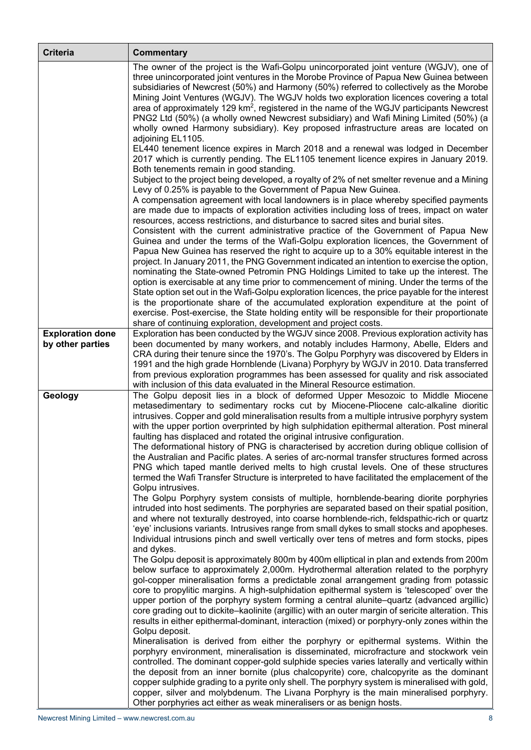| Criteria | Commentary |
|---|---|
| | The owner of the project is the Wafi-Golpu unincorporated joint venture (WGJV), one of three unincorporated joint ventures in the Morobe Province of Papua New Guinea between subsidiaries of Newcrest (50%) and Harmony (50%) referred to collectively as the Morobe Mining Joint Ventures (WGJV). The WGJV holds two exploration licences covering a total area of approximately 129 km$^2$, registered in the name of the WGJV participants Newcrest PNG2 Ltd (50%) (a wholly owned Newcrest subsidiary) and Wafi Mining Limited (50%) (a wholly owned Harmony subsidiary). Key proposed infrastructure areas are located on adjoining EL1105.<br>EL440 tenement licence expires in March 2018 and a renewal was lodged in December 2017 which is currently pending. The EL1105 tenement licence expires in January 2019. Both tenements remain in good standing.<br>Subject to the project being developed, a royalty of 2% of net smelter revenue and a Mining Levy of 0.25% is payable to the Government of Papua New Guinea.<br>A compensation agreement with local landowners is in place whereby specified payments are made due to impacts of exploration activities including loss of trees, impact on water resources, access restrictions, and disturbance to sacred sites and burial sites.<br>Consistent with the current administrative practice of the Government of Papua New Guinea and under the terms of the Wafi-Golpu exploration licences, the Government of Papua New Guinea has reserved the right to acquire up to a 30% equitable interest in the project. In January 2011, the PNG Government indicated an intention to exercise the option, nominating the State-owned Petromin PNG Holdings Limited to take up the interest. The option is exercisable at any time prior to commencement of mining. Under the terms of the State option set out in the Wafi-Golpu exploration licences, the price payable for the interest is the proportionate share of the accumulated exploration expenditure at the point of exercise. Post-exercise, the State holding entity will be responsible for their proportionate share of continuing exploration, development and project costs. |
| **Exploration done by other parties** | Exploration has been conducted by the WGJV since 2008. Previous exploration activity has been documented by many workers, and notably includes Harmony, Abelle, Elders and CRA during their tenure since the 1970's. The Golpu Porphyry was discovered by Elders in 1991 and the high grade Hornblende (Livana) Porphyry by WGJV in 2010. Data transferred from previous exploration programmes has been assessed for quality and risk associated with inclusion of this data evaluated in the Mineral Resource estimation. |
| **Geology** | The Golpu deposit lies in a block of deformed Upper Mesozoic to Middle Miocene metasedimentary to sedimentary rocks cut by Miocene-Pliocene calc-alkaline dioritic intrusives. Copper and gold mineralisation results from a multiple intrusive porphyry system with the upper portion overprinted by high sulphidation epithermal alteration. Post mineral faulting has displaced and rotated the original intrusive configuration.<br>The deformational history of PNG is characterised by accretion during oblique collision of the Australian and Pacific plates. A series of arc-normal transfer structures formed across PNG which taped mantle derived melts to high crustal levels. One of these structures termed the Wafi Transfer Structure is interpreted to have facilitated the emplacement of the Golpu intrusives.<br>The Golpu Porphyry system consists of multiple, hornblende-bearing diorite porphyries intruded into host sediments. The porphyries are separated based on their spatial position, and where not texturally destroyed, into coarse hornblende-rich, feldspathic-rich or quartz 'eye' inclusions variants. Intrusives range from small dykes to small stocks and apopheses. Individual intrusions pinch and swell vertically over tens of metres and form stocks, pipes and dykes.<br>The Golpu deposit is approximately 800m by 400m elliptical in plan and extends from 200m below surface to approximately 2,000m. Hydrothermal alteration related to the porphyry gol-copper mineralisation forms a predictable zonal arrangement grading from potassic core to propylitic margins. A high-sulphidation epithermal system is 'telescoped' over the upper portion of the porphyry system forming a central alunite–quartz (advanced argillic) core grading out to dickite–kaolinite (argillic) with an outer margin of sericite alteration. This results in either epithermal-dominant, interaction (mixed) or porphyry-only zones within the Golpu deposit.<br>Mineralisation is derived from either the porphyry or epithermal systems. Within the porphyry environment, mineralisation is disseminated, microfracture and stockwork vein controlled. The dominant copper-gold sulphide species varies laterally and vertically within the deposit from an inner bornite (plus chalcopyrite) core, chalcopyrite as the dominant copper sulphide grading to a pyrite only shell. The porphyry system is mineralised with gold, copper, silver and molybdenum. The Livana Porphyry is the main mineralised porphyry. Other porphyries act either as weak mineralisers or as benign hosts. |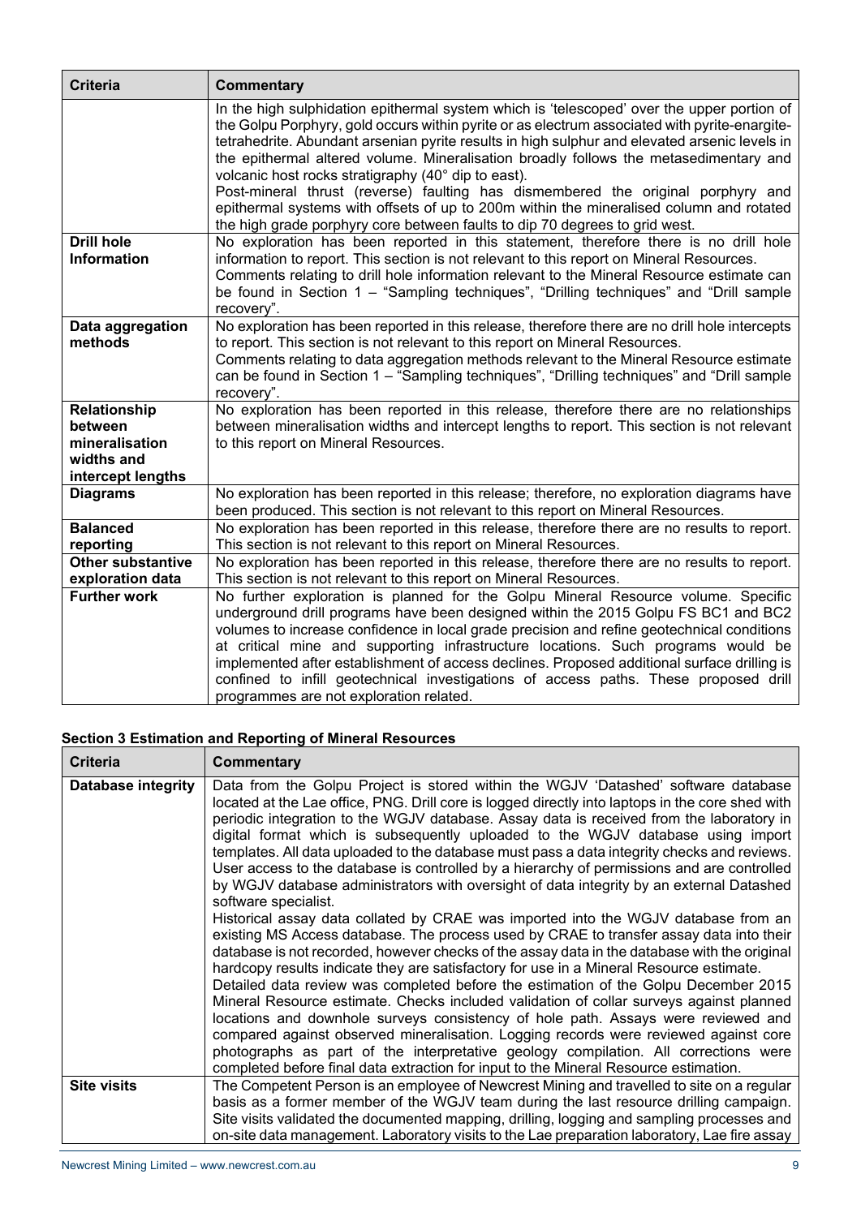| Criteria | Commentary |
| --- | --- |
| | In the high sulphidation epithermal system which is 'telescoped' over the upper portion of the Golpu Porphyry, gold occurs within pyrite or as electrum associated with pyrite-enargite-tetrahedrite. Abundant arsenian pyrite results in high sulphur and elevated arsenic levels in the epithermal altered volume. Mineralisation broadly follows the metasedimentary and volcanic host rocks stratigraphy (40° dip to east).<br>Post-mineral thrust (reverse) faulting has dismembered the original porphyry and epithermal systems with offsets of up to 200m within the mineralised column and rotated the high grade porphyry core between faults to dip 70 degrees to grid west. |
| **Drill hole Information** | No exploration has been reported in this statement, therefore there is no drill hole information to report. This section is not relevant to this report on Mineral Resources.<br>Comments relating to drill hole information relevant to the Mineral Resource estimate can be found in Section 1 – "Sampling techniques", "Drilling techniques" and "Drill sample recovery". |
| **Data aggregation methods** | No exploration has been reported in this release, therefore there are no drill hole intercepts to report. This section is not relevant to this report on Mineral Resources.<br>Comments relating to data aggregation methods relevant to the Mineral Resource estimate can be found in Section 1 – "Sampling techniques", "Drilling techniques" and "Drill sample recovery". |
| **Relationship between mineralisation widths and intercept lengths** | No exploration has been reported in this release, therefore there are no relationships between mineralisation widths and intercept lengths to report. This section is not relevant to this report on Mineral Resources. |
| **Diagrams** | No exploration has been reported in this release; therefore, no exploration diagrams have been produced. This section is not relevant to this report on Mineral Resources. |
| **Balanced reporting** | No exploration has been reported in this release, therefore there are no results to report. This section is not relevant to this report on Mineral Resources. |
| **Other substantive exploration data** | No exploration has been reported in this release, therefore there are no results to report. This section is not relevant to this report on Mineral Resources. |
| **Further work** | No further exploration is planned for the Golpu Mineral Resource volume. Specific underground drill programs have been designed within the 2015 Golpu FS BC1 and BC2 volumes to increase confidence in local grade precision and refine geotechnical conditions at critical mine and supporting infrastructure locations. Such programs would be implemented after establishment of access declines. Proposed additional surface drilling is confined to infill geotechnical investigations of access paths. These proposed drill programmes are not exploration related. |

**Section 3 Estimation and Reporting of Mineral Resources**

| Criteria | Commentary |
| --- | --- |
| **Database integrity** | Data from the Golpu Project is stored within the WGJV 'Datashed' software database located at the Lae office, PNG. Drill core is logged directly into laptops in the core shed with periodic integration to the WGJV database. Assay data is received from the laboratory in digital format which is subsequently uploaded to the WGJV database using import templates. All data uploaded to the database must pass a data integrity checks and reviews. User access to the database is controlled by a hierarchy of permissions and are controlled by WGJV database administrators with oversight of data integrity by an external Datashed software specialist.<br>Historical assay data collated by CRAE was imported into the WGJV database from an existing MS Access database. The process used by CRAE to transfer assay data into their database is not recorded, however checks of the assay data in the database with the original hardcopy results indicate they are satisfactory for use in a Mineral Resource estimate.<br>Detailed data review was completed before the estimation of the Golpu December 2015 Mineral Resource estimate. Checks included validation of collar surveys against planned locations and downhole surveys consistency of hole path. Assays were reviewed and compared against observed mineralisation. Logging records were reviewed against core photographs as part of the interpretative geology compilation. All corrections were completed before final data extraction for input to the Mineral Resource estimation. |
| **Site visits** | The Competent Person is an employee of Newcrest Mining and travelled to site on a regular basis as a former member of the WGJV team during the last resource drilling campaign. Site visits validated the documented mapping, drilling, logging and sampling processes and on-site data management. Laboratory visits to the Lae preparation laboratory, Lae fire assay |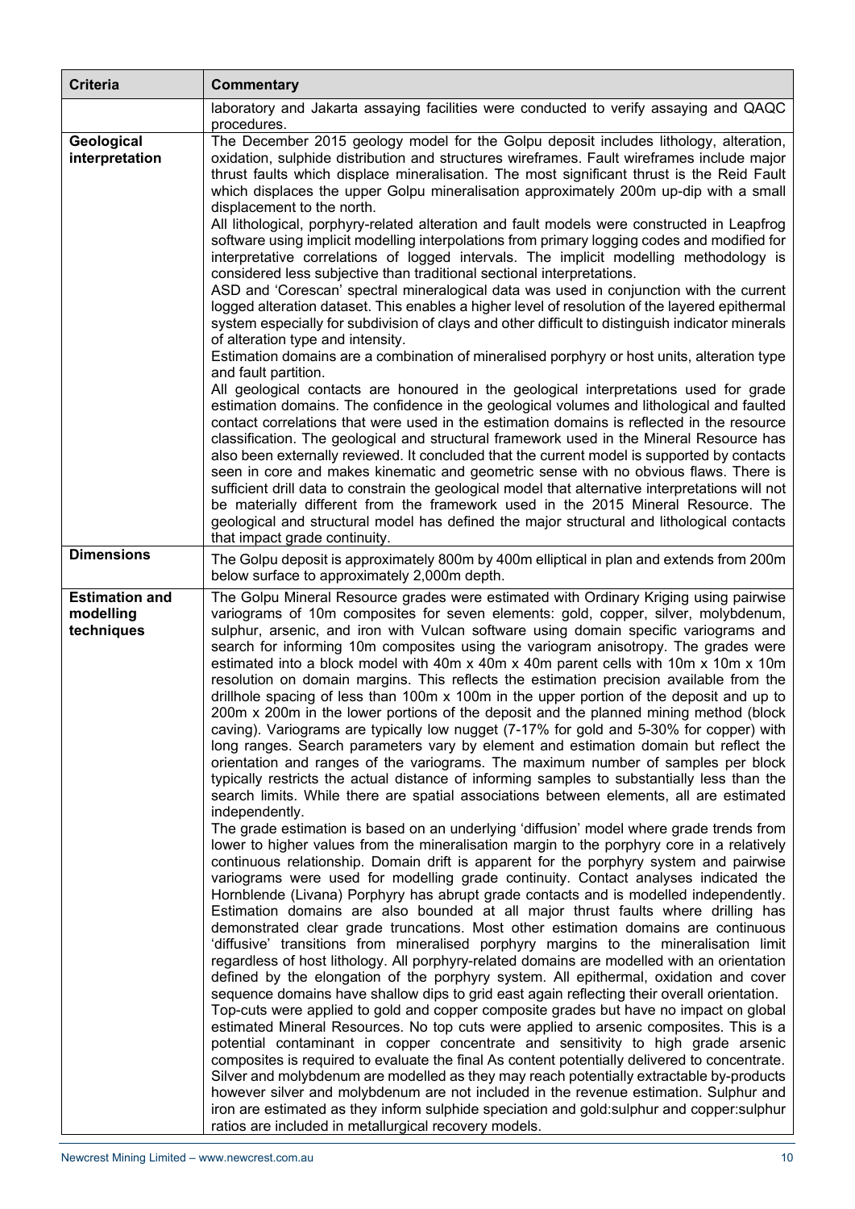| Criteria | Commentary |
|---|---|
| | laboratory and Jakarta assaying facilities were conducted to verify assaying and QAQC procedures. |
| **Geological interpretation** | The December 2015 geology model for the Golpu deposit includes lithology, alteration, oxidation, sulphide distribution and structures wireframes. Fault wireframes include major thrust faults which displace mineralisation. The most significant thrust is the Reid Fault which displaces the upper Golpu mineralisation approximately 200m up-dip with a small displacement to the north.<br>All lithological, porphyry-related alteration and fault models were constructed in Leapfrog software using implicit modelling interpolations from primary logging codes and modified for interpretative correlations of logged intervals. The implicit modelling methodology is considered less subjective than traditional sectional interpretations.<br>ASD and 'Corescan' spectral mineralogical data was used in conjunction with the current logged alteration dataset. This enables a higher level of resolution of the layered epithermal system especially for subdivision of clays and other difficult to distinguish indicator minerals of alteration type and intensity.<br>Estimation domains are a combination of mineralised porphyry or host units, alteration type and fault partition.<br>All geological contacts are honoured in the geological interpretations used for grade estimation domains. The confidence in the geological volumes and lithological and faulted contact correlations that were used in the estimation domains is reflected in the resource classification. The geological and structural framework used in the Mineral Resource has also been externally reviewed. It concluded that the current model is supported by contacts seen in core and makes kinematic and geometric sense with no obvious flaws. There is sufficient drill data to constrain the geological model that alternative interpretations will not be materially different from the framework used in the 2015 Mineral Resource. The geological and structural model has defined the major structural and lithological contacts that impact grade continuity. |
| **Dimensions** | The Golpu deposit is approximately 800m by 400m elliptical in plan and extends from 200m below surface to approximately 2,000m depth. |
| **Estimation and modelling techniques** | The Golpu Mineral Resource grades were estimated with Ordinary Kriging using pairwise variograms of 10m composites for seven elements: gold, copper, silver, molybdenum, sulphur, arsenic, and iron with Vulcan software using domain specific variograms and search for informing 10m composites using the variogram anisotropy. The grades were estimated into a block model with 40m x 40m x 40m parent cells with 10m x 10m x 10m resolution on domain margins. This reflects the estimation precision available from the drillhole spacing of less than 100m x 100m in the upper portion of the deposit and up to 200m x 200m in the lower portions of the deposit and the planned mining method (block caving). Variograms are typically low nugget (7-17% for gold and 5-30% for copper) with long ranges. Search parameters vary by element and estimation domain but reflect the orientation and ranges of the variograms. The maximum number of samples per block typically restricts the actual distance of informing samples to substantially less than the search limits. While there are spatial associations between elements, all are estimated independently.<br>The grade estimation is based on an underlying 'diffusion' model where grade trends from lower to higher values from the mineralisation margin to the porphyry core in a relatively continuous relationship. Domain drift is apparent for the porphyry system and pairwise variograms were used for modelling grade continuity. Contact analyses indicated the Hornblende (Livana) Porphyry has abrupt grade contacts and is modelled independently. Estimation domains are also bounded at all major thrust faults where drilling has demonstrated clear grade truncations. Most other estimation domains are continuous 'diffusive' transitions from mineralised porphyry margins to the mineralisation limit regardless of host lithology. All porphyry-related domains are modelled with an orientation defined by the elongation of the porphyry system. All epithermal, oxidation and cover sequence domains have shallow dips to grid east again reflecting their overall orientation.<br>Top-cuts were applied to gold and copper composite grades but have no impact on global estimated Mineral Resources. No top cuts were applied to arsenic composites. This is a potential contaminant in copper concentrate and sensitivity to high grade arsenic composites is required to evaluate the final As content potentially delivered to concentrate. Silver and molybdenum are modelled as they may reach potentially extractable by-products however silver and molybdenum are not included in the revenue estimation. Sulphur and iron are estimated as they inform sulphide speciation and gold:sulphur and copper:sulphur ratios are included in metallurgical recovery models. |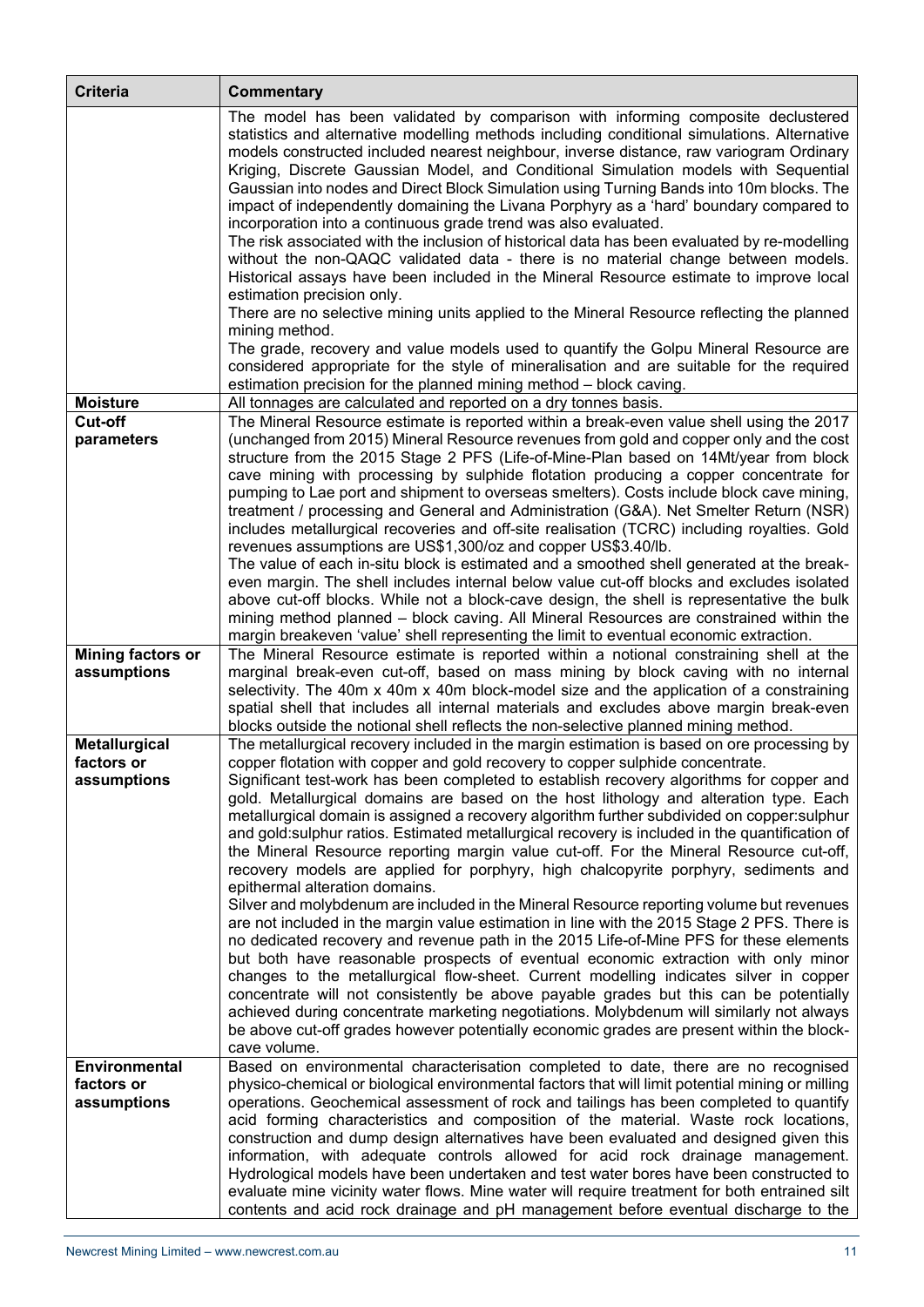| Criteria | Commentary |
| --- | --- |
| | The model has been validated by comparison with informing composite declustered statistics and alternative modelling methods including conditional simulations. Alternative models constructed included nearest neighbour, inverse distance, raw variogram Ordinary Kriging, Discrete Gaussian Model, and Conditional Simulation models with Sequential Gaussian into nodes and Direct Block Simulation using Turning Bands into 10m blocks. The impact of independently domaining the Livana Porphyry as a 'hard' boundary compared to incorporation into a continuous grade trend was also evaluated.<br>The risk associated with the inclusion of historical data has been evaluated by re-modelling without the non-QAQC validated data - there is no material change between models. Historical assays have been included in the Mineral Resource estimate to improve local estimation precision only.<br>There are no selective mining units applied to the Mineral Resource reflecting the planned mining method.<br>The grade, recovery and value models used to quantify the Golpu Mineral Resource are considered appropriate for the style of mineralisation and are suitable for the required estimation precision for the planned mining method – block caving. |
| **Moisture** | All tonnages are calculated and reported on a dry tonnes basis. |
| **Cut-off parameters** | The Mineral Resource estimate is reported within a break-even value shell using the 2017 (unchanged from 2015) Mineral Resource revenues from gold and copper only and the cost structure from the 2015 Stage 2 PFS (Life-of-Mine-Plan based on 14Mt/year from block cave mining with processing by sulphide flotation producing a copper concentrate for pumping to Lae port and shipment to overseas smelters). Costs include block cave mining, treatment / processing and General and Administration (G&A). Net Smelter Return (NSR) includes metallurgical recoveries and off-site realisation (TCRC) including royalties. Gold revenues assumptions are US$1,300/oz and copper US$3.40/lb.<br>The value of each in-situ block is estimated and a smoothed shell generated at the break-even margin. The shell includes internal below value cut-off blocks and excludes isolated above cut-off blocks. While not a block-cave design, the shell is representative the bulk mining method planned – block caving. All Mineral Resources are constrained within the margin breakeven 'value' shell representing the limit to eventual economic extraction. |
| **Mining factors or assumptions** | The Mineral Resource estimate is reported within a notional constraining shell at the marginal break-even cut-off, based on mass mining by block caving with no internal selectivity. The 40m x 40m x 40m block-model size and the application of a constraining spatial shell that includes all internal materials and excludes above margin break-even blocks outside the notional shell reflects the non-selective planned mining method. |
| **Metallurgical factors or assumptions** | The metallurgical recovery included in the margin estimation is based on ore processing by copper flotation with copper and gold recovery to copper sulphide concentrate.<br>Significant test-work has been completed to establish recovery algorithms for copper and gold. Metallurgical domains are based on the host lithology and alteration type. Each metallurgical domain is assigned a recovery algorithm further subdivided on copper:sulphur and gold:sulphur ratios. Estimated metallurgical recovery is included in the quantification of the Mineral Resource reporting margin value cut-off. For the Mineral Resource cut-off, recovery models are applied for porphyry, high chalcopyrite porphyry, sediments and epithermal alteration domains.<br>Silver and molybdenum are included in the Mineral Resource reporting volume but revenues are not included in the margin value estimation in line with the 2015 Stage 2 PFS. There is no dedicated recovery and revenue path in the 2015 Life-of-Mine PFS for these elements but both have reasonable prospects of eventual economic extraction with only minor changes to the metallurgical flow-sheet. Current modelling indicates silver in copper concentrate will not consistently be above payable grades but this can be potentially achieved during concentrate marketing negotiations. Molybdenum will similarly not always be above cut-off grades however potentially economic grades are present within the block-cave volume. |
| **Environmental factors or assumptions** | Based on environmental characterisation completed to date, there are no recognised physico-chemical or biological environmental factors that will limit potential mining or milling operations. Geochemical assessment of rock and tailings has been completed to quantify acid forming characteristics and composition of the material. Waste rock locations, construction and dump design alternatives have been evaluated and designed given this information, with adequate controls allowed for acid rock drainage management. Hydrological models have been undertaken and test water bores have been constructed to evaluate mine vicinity water flows. Mine water will require treatment for both entrained silt contents and acid rock drainage and pH management before eventual discharge to the |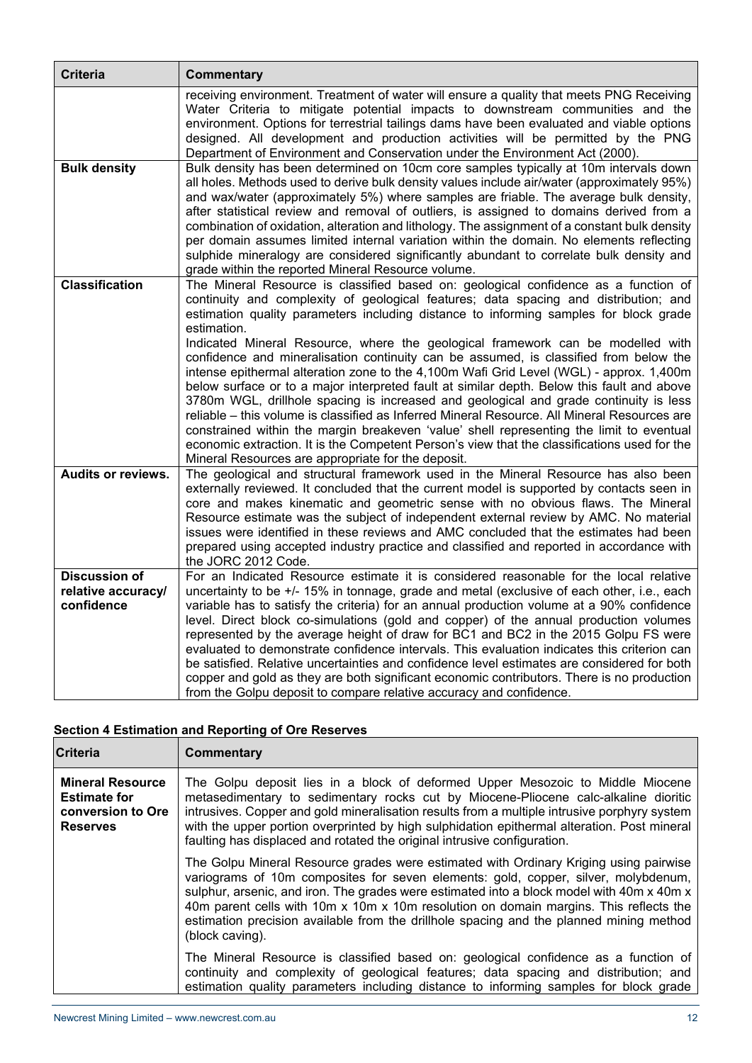| Criteria | Commentary |
|---|---|
| | receiving environment. Treatment of water will ensure a quality that meets PNG Receiving Water Criteria to mitigate potential impacts to downstream communities and the environment. Options for terrestrial tailings dams have been evaluated and viable options designed. All development and production activities will be permitted by the PNG Department of Environment and Conservation under the Environment Act (2000). |
| **Bulk density** | Bulk density has been determined on 10cm core samples typically at 10m intervals down all holes. Methods used to derive bulk density values include air/water (approximately 95%) and wax/water (approximately 5%) where samples are friable. The average bulk density, after statistical review and removal of outliers, is assigned to domains derived from a combination of oxidation, alteration and lithology. The assignment of a constant bulk density per domain assumes limited internal variation within the domain. No elements reflecting sulphide mineralogy are considered significantly abundant to correlate bulk density and grade within the reported Mineral Resource volume. |
| **Classification** | The Mineral Resource is classified based on: geological confidence as a function of continuity and complexity of geological features; data spacing and distribution; and estimation quality parameters including distance to informing samples for block grade estimation.<br>Indicated Mineral Resource, where the geological framework can be modelled with confidence and mineralisation continuity can be assumed, is classified from below the intense epithermal alteration zone to the 4,100m Wafi Grid Level (WGL) - approx. 1,400m below surface or to a major interpreted fault at similar depth. Below this fault and above 3780m WGL, drillhole spacing is increased and geological and grade continuity is less reliable – this volume is classified as Inferred Mineral Resource. All Mineral Resources are constrained within the margin breakeven 'value' shell representing the limit to eventual economic extraction. It is the Competent Person's view that the classifications used for the Mineral Resources are appropriate for the deposit. |
| **Audits or reviews.** | The geological and structural framework used in the Mineral Resource has also been externally reviewed. It concluded that the current model is supported by contacts seen in core and makes kinematic and geometric sense with no obvious flaws. The Mineral Resource estimate was the subject of independent external review by AMC. No material issues were identified in these reviews and AMC concluded that the estimates had been prepared using accepted industry practice and classified and reported in accordance with the JORC 2012 Code. |
| **Discussion of relative accuracy/ confidence** | For an Indicated Resource estimate it is considered reasonable for the local relative uncertainty to be +/- 15% in tonnage, grade and metal (exclusive of each other, i.e., each variable has to satisfy the criteria) for an annual production volume at a 90% confidence level. Direct block co-simulations (gold and copper) of the annual production volumes represented by the average height of draw for BC1 and BC2 in the 2015 Golpu FS were evaluated to demonstrate confidence intervals. This evaluation indicates this criterion can be satisfied. Relative uncertainties and confidence level estimates are considered for both copper and gold as they are both significant economic contributors. There is no production from the Golpu deposit to compare relative accuracy and confidence. |

## Section 4 Estimation and Reporting of Ore Reserves

| Criteria | Commentary |
|---|---|
| **Mineral Resource Estimate for conversion to Ore Reserves** | The Golpu deposit lies in a block of deformed Upper Mesozoic to Middle Miocene metasedimentary to sedimentary rocks cut by Miocene-Pliocene calc-alkaline dioritic intrusives. Copper and gold mineralisation results from a multiple intrusive porphyry system with the upper portion overprinted by high sulphidation epithermal alteration. Post mineral faulting has displaced and rotated the original intrusive configuration.<br>The Golpu Mineral Resource grades were estimated with Ordinary Kriging using pairwise variograms of 10m composites for seven elements: gold, copper, silver, molybdenum, sulphur, arsenic, and iron. The grades were estimated into a block model with 40m x 40m x 40m parent cells with 10m x 10m x 10m resolution on domain margins. This reflects the estimation precision available from the drillhole spacing and the planned mining method (block caving).<br>The Mineral Resource is classified based on: geological confidence as a function of continuity and complexity of geological features; data spacing and distribution; and estimation quality parameters including distance to informing samples for block grade |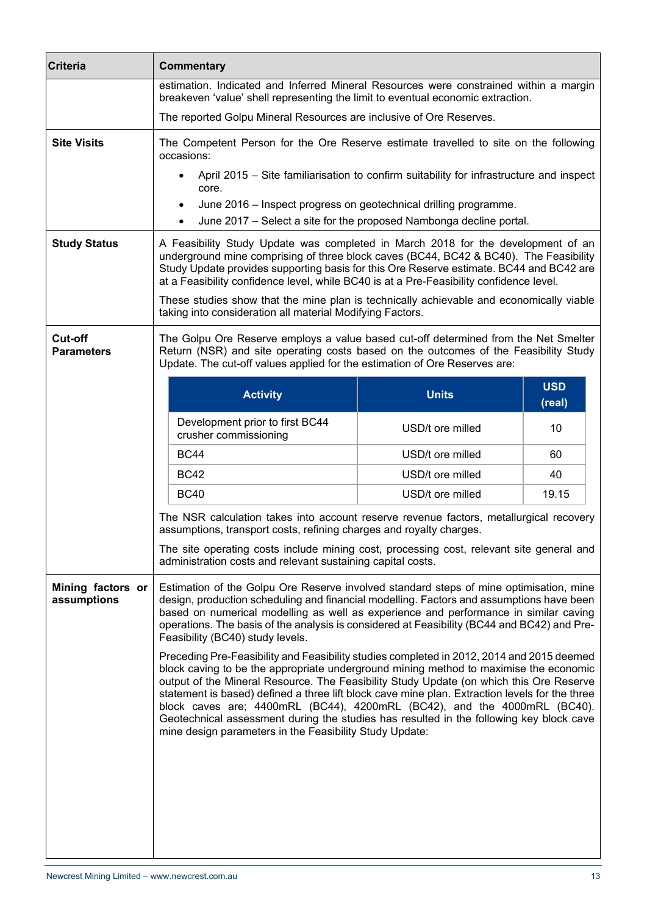| Criteria | Commentary |
|---|---|
| | estimation. Indicated and Inferred Mineral Resources were constrained within a margin breakeven 'value' shell representing the limit to eventual economic extraction.<br><br>The reported Golpu Mineral Resources are inclusive of Ore Reserves. |
| **Site Visits** | The Competent Person for the Ore Reserve estimate travelled to site on the following occasions:<br><br>• April 2015 – Site familiarisation to confirm suitability for infrastructure and inspect core.<br>• June 2016 – Inspect progress on geotechnical drilling programme.<br>• June 2017 – Select a site for the proposed Nambonga decline portal. |
| **Study Status** | A Feasibility Study Update was completed in March 2018 for the development of an underground mine comprising of three block caves (BC44, BC42 & BC40). The Feasibility Study Update provides supporting basis for this Ore Reserve estimate. BC44 and BC42 are at a Feasibility confidence level, while BC40 is at a Pre-Feasibility confidence level.<br><br>These studies show that the mine plan is technically achievable and economically viable taking into consideration all material Modifying Factors. |
| **Cut-off Parameters** | The Golpu Ore Reserve employs a value based cut-off determined from the Net Smelter Return (NSR) and site operating costs based on the outcomes of the Feasibility Study Update. The cut-off values applied for the estimation of Ore Reserves are:<br><br>(see table below)<br><br>The NSR calculation takes into account reserve revenue factors, metallurgical recovery assumptions, transport costs, refining charges and royalty charges.<br><br>The site operating costs include mining cost, processing cost, relevant site general and administration costs and relevant sustaining capital costs. |
| **Mining factors or assumptions** | Estimation of the Golpu Ore Reserve involved standard steps of mine optimisation, mine design, production scheduling and financial modelling. Factors and assumptions have been based on numerical modelling as well as experience and performance in similar caving operations. The basis of the analysis is considered at Feasibility (BC44 and BC42) and Pre-Feasibility (BC40) study levels.<br><br>Preceding Pre-Feasibility and Feasibility studies completed in 2012, 2014 and 2015 deemed block caving to be the appropriate underground mining method to maximise the economic output of the Mineral Resource. The Feasibility Study Update (on which this Ore Reserve statement is based) defined a three lift block cave mine plan. Extraction levels for the three block caves are; 4400mRL (BC44), 4200mRL (BC42), and the 4000mRL (BC40). Geotechnical assessment during the studies has resulted in the following key block cave mine design parameters in the Feasibility Study Update: |

| Activity | Units | USD (real) |
|---|---|---|
| Development prior to first BC44 crusher commissioning | USD/t ore milled | 10 |
| BC44 | USD/t ore milled | 60 |
| BC42 | USD/t ore milled | 40 |
| BC40 | USD/t ore milled | 19.15 |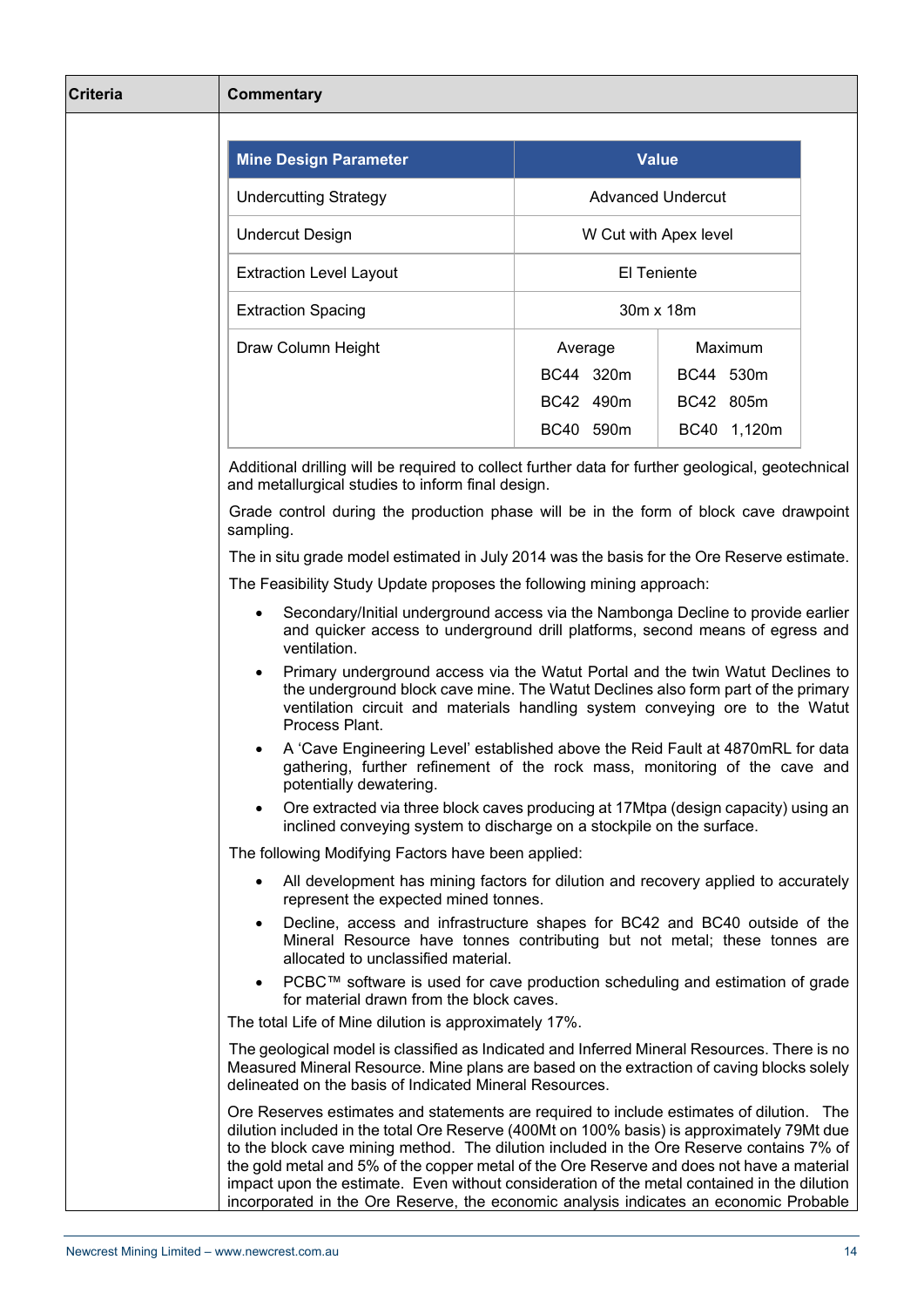| Criteria | Commentary |
|---|---|
| | |

| Mine Design Parameter | Value | |
|---|---|---|
| Undercutting Strategy | Advanced Undercut | |
| Undercut Design | W Cut with Apex level | |
| Extraction Level Layout | El Teniente | |
| Extraction Spacing | 30m x 18m | |
| Draw Column Height | Average | Maximum |
| | BC44 320m | BC44 530m |
| | BC42 490m | BC42 805m |
| | BC40 590m | BC40 1,120m |

Additional drilling will be required to collect further data for further geological, geotechnical and metallurgical studies to inform final design.

Grade control during the production phase will be in the form of block cave drawpoint sampling.

The in situ grade model estimated in July 2014 was the basis for the Ore Reserve estimate.

The Feasibility Study Update proposes the following mining approach:

- Secondary/Initial underground access via the Nambonga Decline to provide earlier and quicker access to underground drill platforms, second means of egress and ventilation.
- Primary underground access via the Watut Portal and the twin Watut Declines to the underground block cave mine. The Watut Declines also form part of the primary ventilation circuit and materials handling system conveying ore to the Watut Process Plant.
- A 'Cave Engineering Level' established above the Reid Fault at 4870mRL for data gathering, further refinement of the rock mass, monitoring of the cave and potentially dewatering.
- Ore extracted via three block caves producing at 17Mtpa (design capacity) using an inclined conveying system to discharge on a stockpile on the surface.

The following Modifying Factors have been applied:

- All development has mining factors for dilution and recovery applied to accurately represent the expected mined tonnes.
- Decline, access and infrastructure shapes for BC42 and BC40 outside of the Mineral Resource have tonnes contributing but not metal; these tonnes are allocated to unclassified material.
- PCBC™ software is used for cave production scheduling and estimation of grade for material drawn from the block caves.

The total Life of Mine dilution is approximately 17%.

The geological model is classified as Indicated and Inferred Mineral Resources. There is no Measured Mineral Resource. Mine plans are based on the extraction of caving blocks solely delineated on the basis of Indicated Mineral Resources.

Ore Reserves estimates and statements are required to include estimates of dilution. The dilution included in the total Ore Reserve (400Mt on 100% basis) is approximately 79Mt due to the block cave mining method. The dilution included in the Ore Reserve contains 7% of the gold metal and 5% of the copper metal of the Ore Reserve and does not have a material impact upon the estimate. Even without consideration of the metal contained in the dilution incorporated in the Ore Reserve, the economic analysis indicates an economic Probable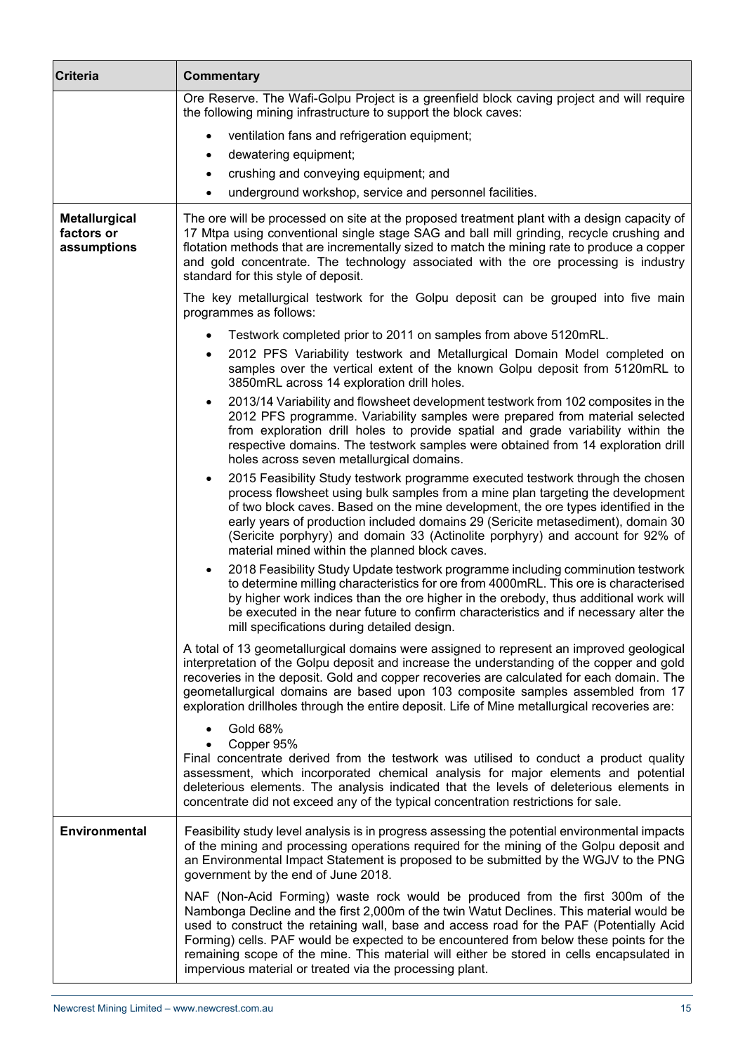| Criteria | Commentary |
|---|---|
| | Ore Reserve. The Wafi-Golpu Project is a greenfield block caving project and will require the following mining infrastructure to support the block caves:<br>• ventilation fans and refrigeration equipment;<br>• dewatering equipment;<br>• crushing and conveying equipment; and<br>• underground workshop, service and personnel facilities. |
| **Metallurgical factors or assumptions** | The ore will be processed on site at the proposed treatment plant with a design capacity of 17 Mtpa using conventional single stage SAG and ball mill grinding, recycle crushing and flotation methods that are incrementally sized to match the mining rate to produce a copper and gold concentrate. The technology associated with the ore processing is industry standard for this style of deposit.<br><br>The key metallurgical testwork for the Golpu deposit can be grouped into five main programmes as follows:<br>• Testwork completed prior to 2011 on samples from above 5120mRL.<br>• 2012 PFS Variability testwork and Metallurgical Domain Model completed on samples over the vertical extent of the known Golpu deposit from 5120mRL to 3850mRL across 14 exploration drill holes.<br>• 2013/14 Variability and flowsheet development testwork from 102 composites in the 2012 PFS programme. Variability samples were prepared from material selected from exploration drill holes to provide spatial and grade variability within the respective domains. The testwork samples were obtained from 14 exploration drill holes across seven metallurgical domains.<br>• 2015 Feasibility Study testwork programme executed testwork through the chosen process flowsheet using bulk samples from a mine plan targeting the development of two block caves. Based on the mine development, the ore types identified in the early years of production included domains 29 (Sericite metasediment), domain 30 (Sericite porphyry) and domain 33 (Actinolite porphyry) and account for 92% of material mined within the planned block caves.<br>• 2018 Feasibility Study Update testwork programme including comminution testwork to determine milling characteristics for ore from 4000mRL. This ore is characterised by higher work indices than the ore higher in the orebody, thus additional work will be executed in the near future to confirm characteristics and if necessary alter the mill specifications during detailed design.<br><br>A total of 13 geometallurgical domains were assigned to represent an improved geological interpretation of the Golpu deposit and increase the understanding of the copper and gold recoveries in the deposit. Gold and copper recoveries are calculated for each domain. The geometallurgical domains are based upon 103 composite samples assembled from 17 exploration drillholes through the entire deposit. Life of Mine metallurgical recoveries are:<br>• Gold 68%<br>• Copper 95%<br>Final concentrate derived from the testwork was utilised to conduct a product quality assessment, which incorporated chemical analysis for major elements and potential deleterious elements. The analysis indicated that the levels of deleterious elements in concentrate did not exceed any of the typical concentration restrictions for sale. |
| **Environmental** | Feasibility study level analysis is in progress assessing the potential environmental impacts of the mining and processing operations required for the mining of the Golpu deposit and an Environmental Impact Statement is proposed to be submitted by the WGJV to the PNG government by the end of June 2018.<br><br>NAF (Non-Acid Forming) waste rock would be produced from the first 300m of the Nambonga Decline and the first 2,000m of the twin Watut Declines. This material would be used to construct the retaining wall, base and access road for the PAF (Potentially Acid Forming) cells. PAF would be expected to be encountered from below these points for the remaining scope of the mine. This material will either be stored in cells encapsulated in impervious material or treated via the processing plant. |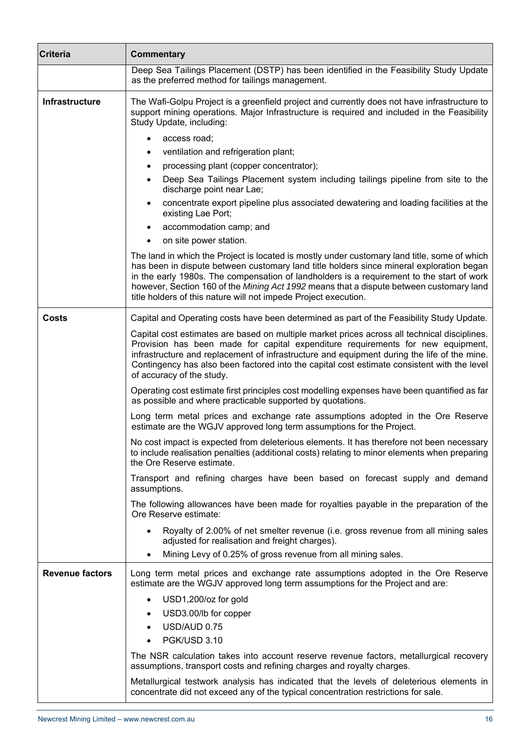| Criteria | Commentary |
|---|---|
| | Deep Sea Tailings Placement (DSTP) has been identified in the Feasibility Study Update as the preferred method for tailings management. |
| **Infrastructure** | The Wafi-Golpu Project is a greenfield project and currently does not have infrastructure to support mining operations. Major Infrastructure is required and included in the Feasibility Study Update, including:<br>• access road;<br>• ventilation and refrigeration plant;<br>• processing plant (copper concentrator);<br>• Deep Sea Tailings Placement system including tailings pipeline from site to the discharge point near Lae;<br>• concentrate export pipeline plus associated dewatering and loading facilities at the existing Lae Port;<br>• accommodation camp; and<br>• on site power station.<br><br>The land in which the Project is located is mostly under customary land title, some of which has been in dispute between customary land title holders since mineral exploration began in the early 1980s. The compensation of landholders is a requirement to the start of work however, Section 160 of the *Mining Act 1992* means that a dispute between customary land title holders of this nature will not impede Project execution. |
| **Costs** | Capital and Operating costs have been determined as part of the Feasibility Study Update.<br><br>Capital cost estimates are based on multiple market prices across all technical disciplines. Provision has been made for capital expenditure requirements for new equipment, infrastructure and replacement of infrastructure and equipment during the life of the mine. Contingency has also been factored into the capital cost estimate consistent with the level of accuracy of the study.<br><br>Operating cost estimate first principles cost modelling expenses have been quantified as far as possible and where practicable supported by quotations.<br><br>Long term metal prices and exchange rate assumptions adopted in the Ore Reserve estimate are the WGJV approved long term assumptions for the Project.<br><br>No cost impact is expected from deleterious elements. It has therefore not been necessary to include realisation penalties (additional costs) relating to minor elements when preparing the Ore Reserve estimate.<br><br>Transport and refining charges have been based on forecast supply and demand assumptions.<br><br>The following allowances have been made for royalties payable in the preparation of the Ore Reserve estimate:<br>• Royalty of 2.00% of net smelter revenue (i.e. gross revenue from all mining sales adjusted for realisation and freight charges).<br>• Mining Levy of 0.25% of gross revenue from all mining sales. |
| **Revenue factors** | Long term metal prices and exchange rate assumptions adopted in the Ore Reserve estimate are the WGJV approved long term assumptions for the Project and are:<br>• USD1,200/oz for gold<br>• USD3.00/lb for copper<br>• USD/AUD 0.75<br>• PGK/USD 3.10<br><br>The NSR calculation takes into account reserve revenue factors, metallurgical recovery assumptions, transport costs and refining charges and royalty charges.<br><br>Metallurgical testwork analysis has indicated that the levels of deleterious elements in concentrate did not exceed any of the typical concentration restrictions for sale. |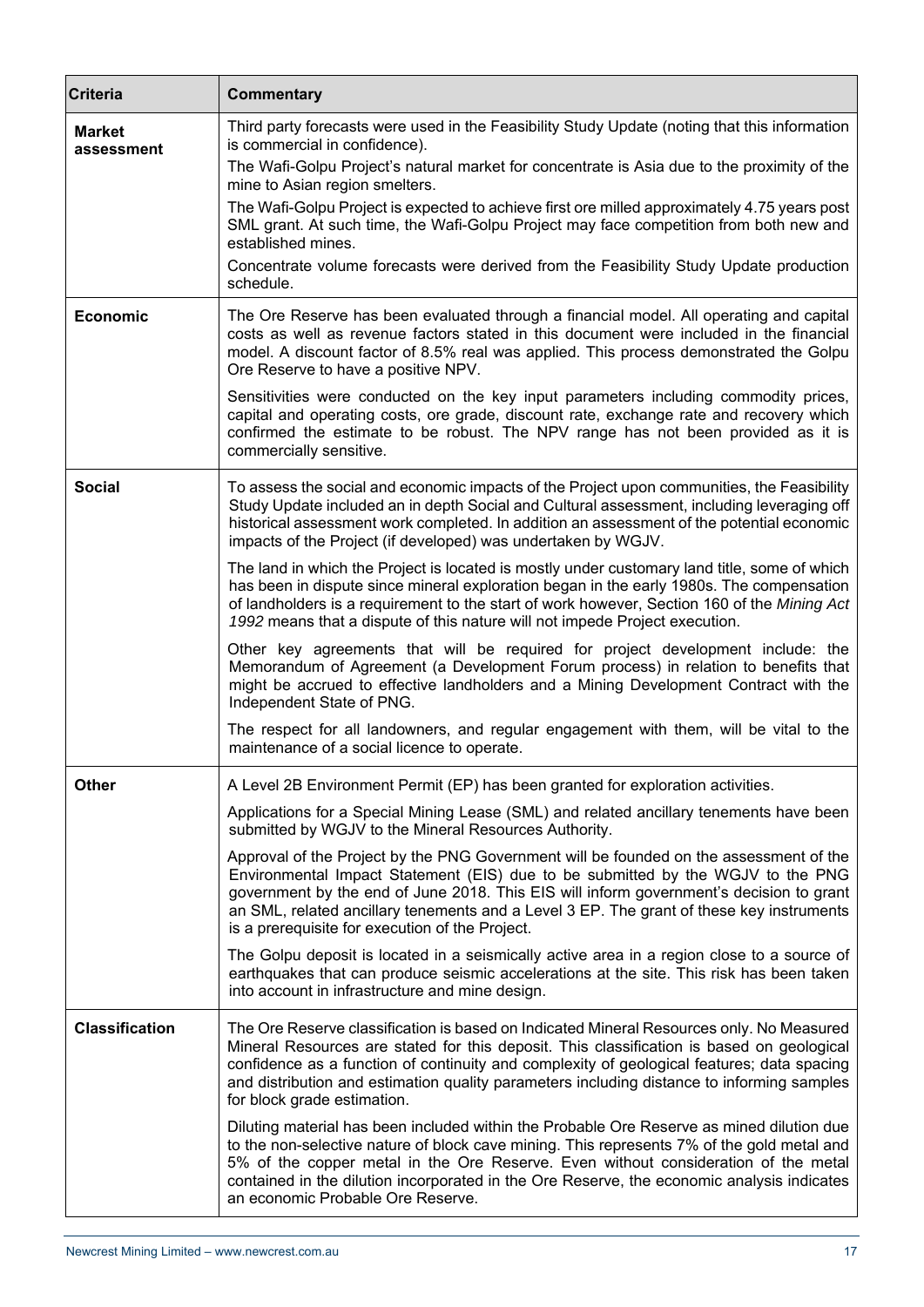| Criteria | Commentary |
|---|---|
| **Market assessment** | Third party forecasts were used in the Feasibility Study Update (noting that this information is commercial in confidence).<br>The Wafi-Golpu Project's natural market for concentrate is Asia due to the proximity of the mine to Asian region smelters.<br>The Wafi-Golpu Project is expected to achieve first ore milled approximately 4.75 years post SML grant. At such time, the Wafi-Golpu Project may face competition from both new and established mines.<br>Concentrate volume forecasts were derived from the Feasibility Study Update production schedule. |
| **Economic** | The Ore Reserve has been evaluated through a financial model. All operating and capital costs as well as revenue factors stated in this document were included in the financial model. A discount factor of 8.5% real was applied. This process demonstrated the Golpu Ore Reserve to have a positive NPV.<br>Sensitivities were conducted on the key input parameters including commodity prices, capital and operating costs, ore grade, discount rate, exchange rate and recovery which confirmed the estimate to be robust. The NPV range has not been provided as it is commercially sensitive. |
| **Social** | To assess the social and economic impacts of the Project upon communities, the Feasibility Study Update included an in depth Social and Cultural assessment, including leveraging off historical assessment work completed. In addition an assessment of the potential economic impacts of the Project (if developed) was undertaken by WGJV.<br>The land in which the Project is located is mostly under customary land title, some of which has been in dispute since mineral exploration began in the early 1980s. The compensation of landholders is a requirement to the start of work however, Section 160 of the *Mining Act 1992* means that a dispute of this nature will not impede Project execution.<br>Other key agreements that will be required for project development include: the Memorandum of Agreement (a Development Forum process) in relation to benefits that might be accrued to effective landholders and a Mining Development Contract with the Independent State of PNG.<br>The respect for all landowners, and regular engagement with them, will be vital to the maintenance of a social licence to operate. |
| **Other** | A Level 2B Environment Permit (EP) has been granted for exploration activities.<br>Applications for a Special Mining Lease (SML) and related ancillary tenements have been submitted by WGJV to the Mineral Resources Authority.<br>Approval of the Project by the PNG Government will be founded on the assessment of the Environmental Impact Statement (EIS) due to be submitted by the WGJV to the PNG government by the end of June 2018. This EIS will inform government's decision to grant an SML, related ancillary tenements and a Level 3 EP. The grant of these key instruments is a prerequisite for execution of the Project.<br>The Golpu deposit is located in a seismically active area in a region close to a source of earthquakes that can produce seismic accelerations at the site. This risk has been taken into account in infrastructure and mine design. |
| **Classification** | The Ore Reserve classification is based on Indicated Mineral Resources only. No Measured Mineral Resources are stated for this deposit. This classification is based on geological confidence as a function of continuity and complexity of geological features; data spacing and distribution and estimation quality parameters including distance to informing samples for block grade estimation.<br>Diluting material has been included within the Probable Ore Reserve as mined dilution due to the non-selective nature of block cave mining. This represents 7% of the gold metal and 5% of the copper metal in the Ore Reserve. Even without consideration of the metal contained in the dilution incorporated in the Ore Reserve, the economic analysis indicates an economic Probable Ore Reserve. |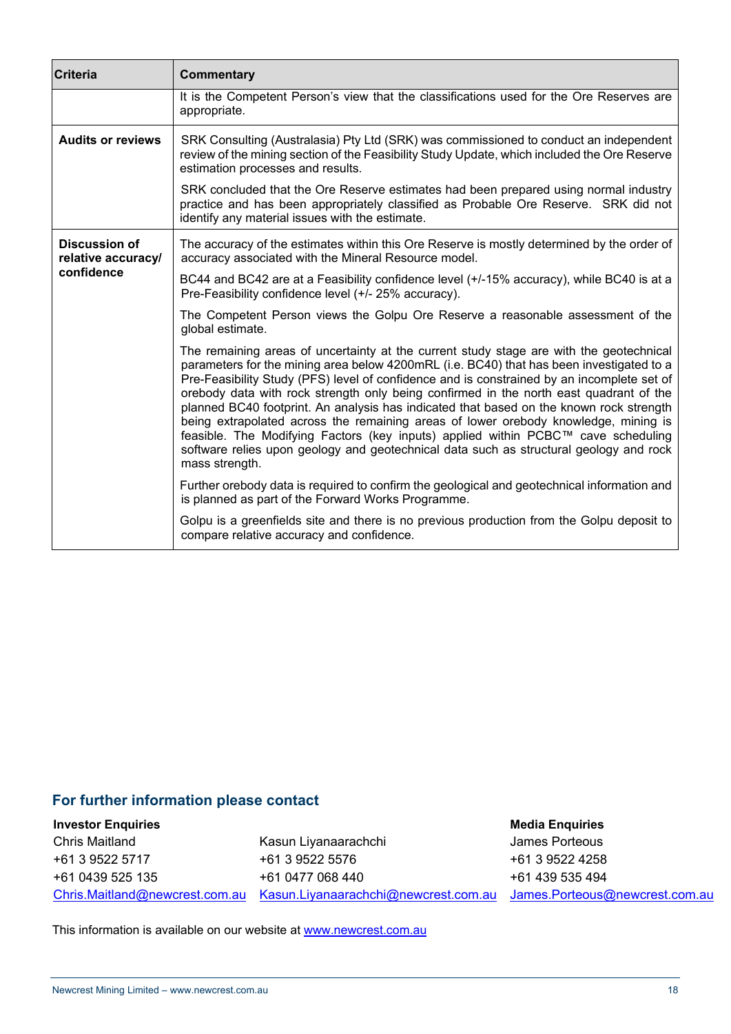| Criteria | Commentary |
|---|---|
| | It is the Competent Person's view that the classifications used for the Ore Reserves are appropriate. |
| **Audits or reviews** | SRK Consulting (Australasia) Pty Ltd (SRK) was commissioned to conduct an independent review of the mining section of the Feasibility Study Update, which included the Ore Reserve estimation processes and results.<br><br>SRK concluded that the Ore Reserve estimates had been prepared using normal industry practice and has been appropriately classified as Probable Ore Reserve. SRK did not identify any material issues with the estimate. |
| **Discussion of relative accuracy/ confidence** | The accuracy of the estimates within this Ore Reserve is mostly determined by the order of accuracy associated with the Mineral Resource model.<br><br>BC44 and BC42 are at a Feasibility confidence level (+/-15% accuracy), while BC40 is at a Pre-Feasibility confidence level (+/- 25% accuracy).<br><br>The Competent Person views the Golpu Ore Reserve a reasonable assessment of the global estimate.<br><br>The remaining areas of uncertainty at the current study stage are with the geotechnical parameters for the mining area below 4200mRL (i.e. BC40) that has been investigated to a Pre-Feasibility Study (PFS) level of confidence and is constrained by an incomplete set of orebody data with rock strength only being confirmed in the north east quadrant of the planned BC40 footprint. An analysis has indicated that based on the known rock strength being extrapolated across the remaining areas of lower orebody knowledge, mining is feasible. The Modifying Factors (key inputs) applied within PCBC™ cave scheduling software relies upon geology and geotechnical data such as structural geology and rock mass strength.<br><br>Further orebody data is required to confirm the geological and geotechnical information and is planned as part of the Forward Works Programme.<br><br>Golpu is a greenfields site and there is no previous production from the Golpu deposit to compare relative accuracy and confidence. |

## For further information please contact

| **Investor Enquiries** | | **Media Enquiries** |
|---|---|---|
| Chris Maitland | Kasun Liyanaarachchi | James Porteous |
| +61 3 9522 5717 | +61 3 9522 5576 | +61 3 9522 4258 |
| +61 0439 525 135 | +61 0477 068 440 | +61 439 535 494 |
| Chris.Maitland@newcrest.com.au | Kasun.Liyanaarachchi@newcrest.com.au | James.Porteous@newcrest.com.au |

This information is available on our website at www.newcrest.com.au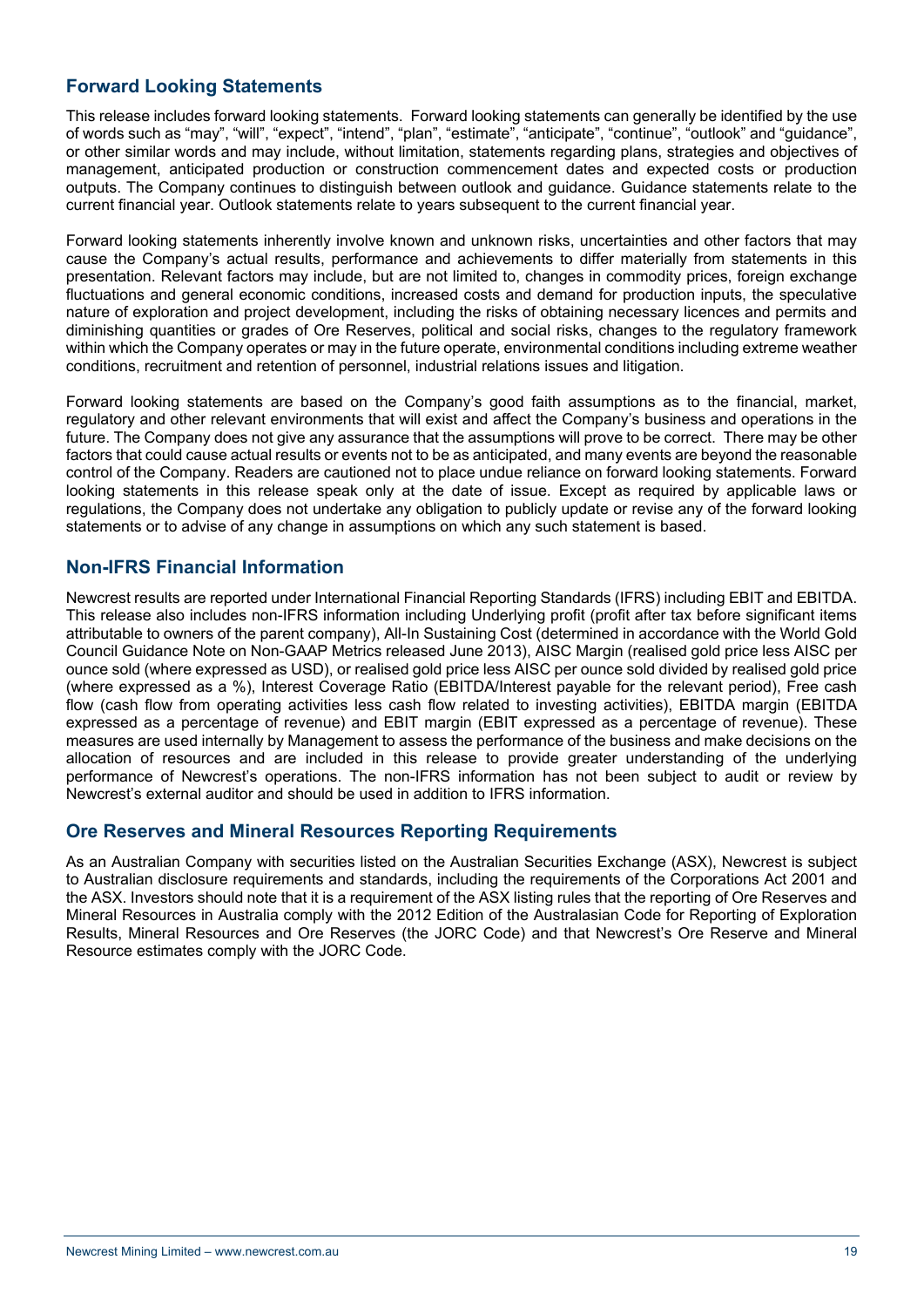## Forward Looking Statements

This release includes forward looking statements. Forward looking statements can generally be identified by the use of words such as "may", "will", "expect", "intend", "plan", "estimate", "anticipate", "continue", "outlook" and "guidance", or other similar words and may include, without limitation, statements regarding plans, strategies and objectives of management, anticipated production or construction commencement dates and expected costs or production outputs. The Company continues to distinguish between outlook and guidance. Guidance statements relate to the current financial year. Outlook statements relate to years subsequent to the current financial year.

Forward looking statements inherently involve known and unknown risks, uncertainties and other factors that may cause the Company's actual results, performance and achievements to differ materially from statements in this presentation. Relevant factors may include, but are not limited to, changes in commodity prices, foreign exchange fluctuations and general economic conditions, increased costs and demand for production inputs, the speculative nature of exploration and project development, including the risks of obtaining necessary licences and permits and diminishing quantities or grades of Ore Reserves, political and social risks, changes to the regulatory framework within which the Company operates or may in the future operate, environmental conditions including extreme weather conditions, recruitment and retention of personnel, industrial relations issues and litigation.

Forward looking statements are based on the Company's good faith assumptions as to the financial, market, regulatory and other relevant environments that will exist and affect the Company's business and operations in the future. The Company does not give any assurance that the assumptions will prove to be correct. There may be other factors that could cause actual results or events not to be as anticipated, and many events are beyond the reasonable control of the Company. Readers are cautioned not to place undue reliance on forward looking statements. Forward looking statements in this release speak only at the date of issue. Except as required by applicable laws or regulations, the Company does not undertake any obligation to publicly update or revise any of the forward looking statements or to advise of any change in assumptions on which any such statement is based.

## Non-IFRS Financial Information

Newcrest results are reported under International Financial Reporting Standards (IFRS) including EBIT and EBITDA. This release also includes non-IFRS information including Underlying profit (profit after tax before significant items attributable to owners of the parent company), All-In Sustaining Cost (determined in accordance with the World Gold Council Guidance Note on Non-GAAP Metrics released June 2013), AISC Margin (realised gold price less AISC per ounce sold (where expressed as USD), or realised gold price less AISC per ounce sold divided by realised gold price (where expressed as a %), Interest Coverage Ratio (EBITDA/Interest payable for the relevant period), Free cash flow (cash flow from operating activities less cash flow related to investing activities), EBITDA margin (EBITDA expressed as a percentage of revenue) and EBIT margin (EBIT expressed as a percentage of revenue). These measures are used internally by Management to assess the performance of the business and make decisions on the allocation of resources and are included in this release to provide greater understanding of the underlying performance of Newcrest's operations. The non-IFRS information has not been subject to audit or review by Newcrest's external auditor and should be used in addition to IFRS information.

## Ore Reserves and Mineral Resources Reporting Requirements

As an Australian Company with securities listed on the Australian Securities Exchange (ASX), Newcrest is subject to Australian disclosure requirements and standards, including the requirements of the Corporations Act 2001 and the ASX. Investors should note that it is a requirement of the ASX listing rules that the reporting of Ore Reserves and Mineral Resources in Australia comply with the 2012 Edition of the Australasian Code for Reporting of Exploration Results, Mineral Resources and Ore Reserves (the JORC Code) and that Newcrest's Ore Reserve and Mineral Resource estimates comply with the JORC Code.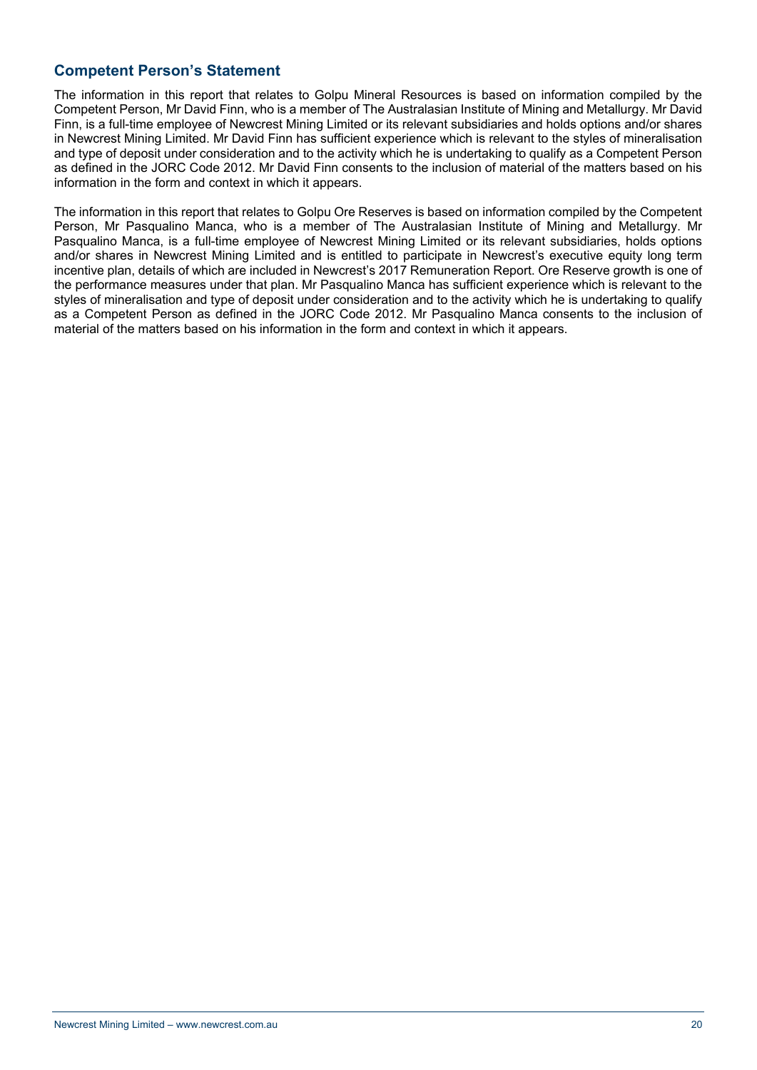## Competent Person's Statement

The information in this report that relates to Golpu Mineral Resources is based on information compiled by the Competent Person, Mr David Finn, who is a member of The Australasian Institute of Mining and Metallurgy. Mr David Finn, is a full-time employee of Newcrest Mining Limited or its relevant subsidiaries and holds options and/or shares in Newcrest Mining Limited. Mr David Finn has sufficient experience which is relevant to the styles of mineralisation and type of deposit under consideration and to the activity which he is undertaking to qualify as a Competent Person as defined in the JORC Code 2012. Mr David Finn consents to the inclusion of material of the matters based on his information in the form and context in which it appears.

The information in this report that relates to Golpu Ore Reserves is based on information compiled by the Competent Person, Mr Pasqualino Manca, who is a member of The Australasian Institute of Mining and Metallurgy. Mr Pasqualino Manca, is a full-time employee of Newcrest Mining Limited or its relevant subsidiaries, holds options and/or shares in Newcrest Mining Limited and is entitled to participate in Newcrest's executive equity long term incentive plan, details of which are included in Newcrest's 2017 Remuneration Report. Ore Reserve growth is one of the performance measures under that plan. Mr Pasqualino Manca has sufficient experience which is relevant to the styles of mineralisation and type of deposit under consideration and to the activity which he is undertaking to qualify as a Competent Person as defined in the JORC Code 2012. Mr Pasqualino Manca consents to the inclusion of material of the matters based on his information in the form and context in which it appears.